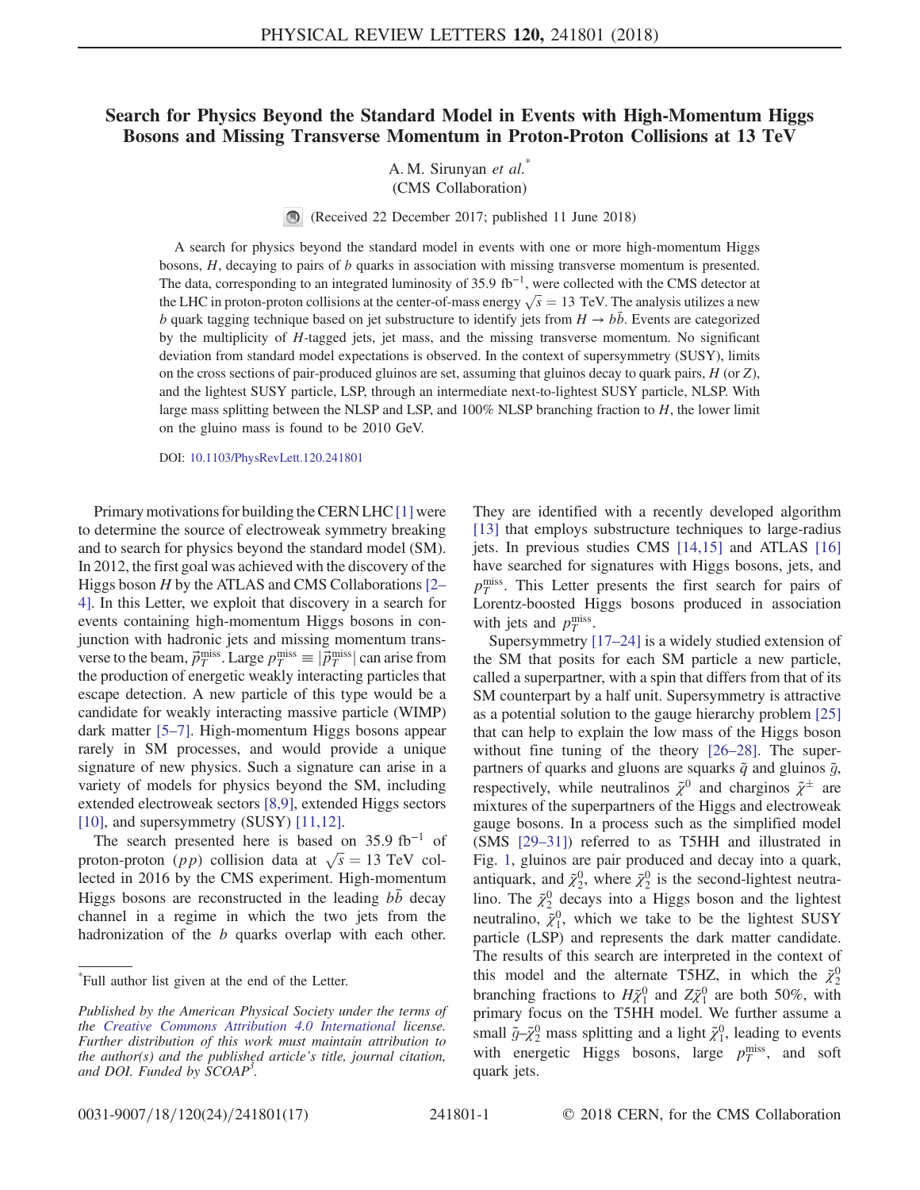# Search for Physics Beyond the Standard Model in Events with High-Momentum Higgs Bosons and Missing Transverse Momentum in Proton-Proton Collisions at 13 TeV

A. M. Sirunyan *et al.*[*]

(CMS Collaboration)

(Received 22 December 2017; published 11 June 2018)

A search for physics beyond the standard model in events with one or more high-momentum Higgs bosons, $H$, decaying to pairs of $b$ quarks in association with missing transverse momentum is presented. The data, corresponding to an integrated luminosity of 35.9 fb$^{-1}$, were collected with the CMS detector at the LHC in proton-proton collisions at the center-of-mass energy $\sqrt{s} = 13$ TeV. The analysis utilizes a new $b$ quark tagging technique based on jet substructure to identify jets from $H \to b\bar{b}$. Events are categorized by the multiplicity of $H$-tagged jets, jet mass, and the missing transverse momentum. No significant deviation from standard model expectations is observed. In the context of supersymmetry (SUSY), limits on the cross sections of pair-produced gluinos are set, assuming that gluinos decay to quark pairs, $H$ (or $Z$), and the lightest SUSY particle, LSP, through an intermediate next-to-lightest SUSY particle, NLSP. With large mass splitting between the NLSP and LSP, and 100% NLSP branching fraction to $H$, the lower limit on the gluino mass is found to be 2010 GeV.

DOI: 10.1103/PhysRevLett.120.241801

Primary motivations for building the CERN LHC [1] were to determine the source of electroweak symmetry breaking and to search for physics beyond the standard model (SM). In 2012, the first goal was achieved with the discovery of the Higgs boson $H$ by the ATLAS and CMS Collaborations [2–4]. In this Letter, we exploit that discovery in a search for events containing high-momentum Higgs bosons in conjunction with hadronic jets and missing momentum transverse to the beam, $\vec{p}_T^{\,\text{miss}}$. Large $p_T^{\text{miss}} \equiv |\vec{p}_T^{\,\text{miss}}|$ can arise from the production of energetic weakly interacting particles that escape detection. A new particle of this type would be a candidate for weakly interacting massive particle (WIMP) dark matter [5–7]. High-momentum Higgs bosons appear rarely in SM processes, and would provide a unique signature of new physics. Such a signature can arise in a variety of models for physics beyond the SM, including extended electroweak sectors [8,9], extended Higgs sectors [10], and supersymmetry (SUSY) [11,12].

The search presented here is based on 35.9 fb$^{-1}$ of proton-proton ($pp$) collision data at $\sqrt{s} = 13$ TeV collected in 2016 by the CMS experiment. High-momentum Higgs bosons are reconstructed in the leading $b\bar{b}$ decay channel in a regime in which the two jets from the hadronization of the $b$ quarks overlap with each other. They are identified with a recently developed algorithm [13] that employs substructure techniques to large-radius jets. In previous studies CMS [14,15] and ATLAS [16] have searched for signatures with Higgs bosons, jets, and $p_T^{\text{miss}}$. This Letter presents the first search for pairs of Lorentz-boosted Higgs bosons produced in association with jets and $p_T^{\text{miss}}$.

Supersymmetry [17–24] is a widely studied extension of the SM that posits for each SM particle a new particle, called a superpartner, with a spin that differs from that of its SM counterpart by a half unit. Supersymmetry is attractive as a potential solution to the gauge hierarchy problem [25] that can help to explain the low mass of the Higgs boson without fine tuning of the theory [26–28]. The superpartners of quarks and gluons are squarks $\tilde{q}$ and gluinos $\tilde{g}$, respectively, while neutralinos $\tilde{\chi}^0$ and charginos $\tilde{\chi}^\pm$ are mixtures of the superpartners of the Higgs and electroweak gauge bosons. In a process such as the simplified model (SMS [29–31]) referred to as T5HH and illustrated in Fig. 1, gluinos are pair produced and decay into a quark, antiquark, and $\tilde{\chi}_2^0$, where $\tilde{\chi}_2^0$ is the second-lightest neutralino. The $\tilde{\chi}_2^0$ decays into a Higgs boson and the lightest neutralino, $\tilde{\chi}_1^0$, which we take to be the lightest SUSY particle (LSP) and represents the dark matter candidate. The results of this search are interpreted in the context of this model and the alternate T5HZ, in which the $\tilde{\chi}_2^0$ branching fractions to $H\tilde{\chi}_1^0$ and $Z\tilde{\chi}_1^0$ are both 50%, with primary focus on the T5HH model. We further assume a small $\tilde{g}$–$\tilde{\chi}_2^0$ mass splitting and a light $\tilde{\chi}_1^0$, leading to events with energetic Higgs bosons, large $p_T^{\text{miss}}$, and soft quark jets.

---

*Full author list given at the end of the Letter.

*Published by the American Physical Society under the terms of the Creative Commons Attribution 4.0 International license. Further distribution of this work must maintain attribution to the author(s) and the published article's title, journal citation, and DOI. Funded by SCOAP[3].*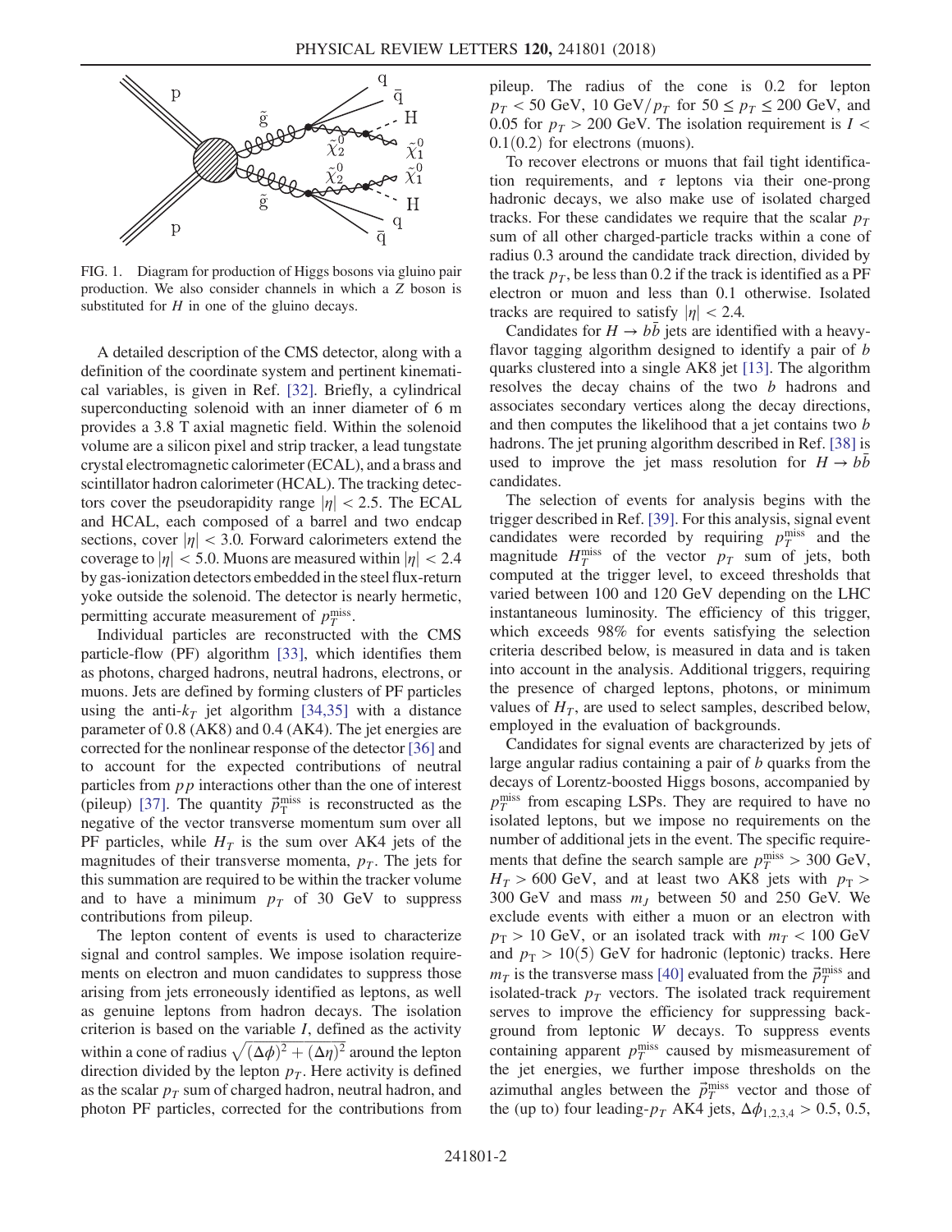FIG. 1. Diagram for production of Higgs bosons via gluino pair production. We also consider channels in which a $Z$ boson is substituted for $H$ in one of the gluino decays.

A detailed description of the CMS detector, along with a definition of the coordinate system and pertinent kinematical variables, is given in Ref. [32]. Briefly, a cylindrical superconducting solenoid with an inner diameter of 6 m provides a 3.8 T axial magnetic field. Within the solenoid volume are a silicon pixel and strip tracker, a lead tungstate crystal electromagnetic calorimeter (ECAL), and a brass and scintillator hadron calorimeter (HCAL). The tracking detectors cover the pseudorapidity range $|\eta| < 2.5$. The ECAL and HCAL, each composed of a barrel and two endcap sections, cover $|\eta| < 3.0$. Forward calorimeters extend the coverage to $|\eta| < 5.0$. Muons are measured within $|\eta| < 2.4$ by gas-ionization detectors embedded in the steel flux-return yoke outside the solenoid. The detector is nearly hermetic, permitting accurate measurement of $p_T^{\text{miss}}$.

Individual particles are reconstructed with the CMS particle-flow (PF) algorithm [33], which identifies them as photons, charged hadrons, neutral hadrons, electrons, or muons. Jets are defined by forming clusters of PF particles using the anti-$k_T$ jet algorithm [34,35] with a distance parameter of 0.8 (AK8) and 0.4 (AK4). The jet energies are corrected for the nonlinear response of the detector [36] and to account for the expected contributions of neutral particles from $pp$ interactions other than the one of interest (pileup) [37]. The quantity $\vec{p}_T^{\text{miss}}$ is reconstructed as the negative of the vector transverse momentum sum over all PF particles, while $H_T$ is the sum over AK4 jets of the magnitudes of their transverse momenta, $p_T$. The jets for this summation are required to be within the tracker volume and to have a minimum $p_T$ of 30 GeV to suppress contributions from pileup.

The lepton content of events is used to characterize signal and control samples. We impose isolation requirements on electron and muon candidates to suppress those arising from jets erroneously identified as leptons, as well as genuine leptons from hadron decays. The isolation criterion is based on the variable $I$, defined as the activity within a cone of radius $\sqrt{(\Delta\phi)^2 + (\Delta\eta)^2}$ around the lepton direction divided by the lepton $p_T$. Here activity is defined as the scalar $p_T$ sum of charged hadron, neutral hadron, and photon PF particles, corrected for the contributions from pileup. The radius of the cone is 0.2 for lepton $p_T < 50$ GeV, 10 GeV$/p_T$ for $50 \leq p_T \leq 200$ GeV, and 0.05 for $p_T > 200$ GeV. The isolation requirement is $I < 0.1(0.2)$ for electrons (muons).

To recover electrons or muons that fail tight identification requirements, and $\tau$ leptons via their one-prong hadronic decays, we also make use of isolated charged tracks. For these candidates we require that the scalar $p_T$ sum of all other charged-particle tracks within a cone of radius 0.3 around the candidate track direction, divided by the track $p_T$, be less than 0.2 if the track is identified as a PF electron or muon and less than 0.1 otherwise. Isolated tracks are required to satisfy $|\eta| < 2.4$.

Candidates for $H \to b\bar{b}$ jets are identified with a heavy-flavor tagging algorithm designed to identify a pair of $b$ quarks clustered into a single AK8 jet [13]. The algorithm resolves the decay chains of the two $b$ hadrons and associates secondary vertices along the decay directions, and then computes the likelihood that a jet contains two $b$ hadrons. The jet pruning algorithm described in Ref. [38] is used to improve the jet mass resolution for $H \to b\bar{b}$ candidates.

The selection of events for analysis begins with the trigger described in Ref. [39]. For this analysis, signal event candidates were recorded by requiring $p_T^{\text{miss}}$ and the magnitude $H_T^{\text{miss}}$ of the vector $p_T$ sum of jets, both computed at the trigger level, to exceed thresholds that varied between 100 and 120 GeV depending on the LHC instantaneous luminosity. The efficiency of this trigger, which exceeds 98% for events satisfying the selection criteria described below, is measured in data and is taken into account in the analysis. Additional triggers, requiring the presence of charged leptons, photons, or minimum values of $H_T$, are used to select samples, described below, employed in the evaluation of backgrounds.

Candidates for signal events are characterized by jets of large angular radius containing a pair of $b$ quarks from the decays of Lorentz-boosted Higgs bosons, accompanied by $p_T^{\text{miss}}$ from escaping LSPs. They are required to have no isolated leptons, but we impose no requirements on the number of additional jets in the event. The specific requirements that define the search sample are $p_T^{\text{miss}} > 300$ GeV, $H_T > 600$ GeV, and at least two AK8 jets with $p_T > 300$ GeV and mass $m_J$ between 50 and 250 GeV. We exclude events with either a muon or an electron with $p_T > 10$ GeV, or an isolated track with $m_T < 100$ GeV and $p_T > 10(5)$ GeV for hadronic (leptonic) tracks. Here $m_T$ is the transverse mass [40] evaluated from the $\vec{p}_T^{\text{miss}}$ and isolated-track $p_T$ vectors. The isolated track requirement serves to improve the efficiency for suppressing background from leptonic $W$ decays. To suppress events containing apparent $p_T^{\text{miss}}$ caused by mismeasurement of the jet energies, we further impose thresholds on the azimuthal angles between the $\vec{p}_T^{\text{miss}}$ vector and those of the (up to) four leading-$p_T$ AK4 jets, $\Delta\phi_{1,2,3,4} > 0.5$, 0.5,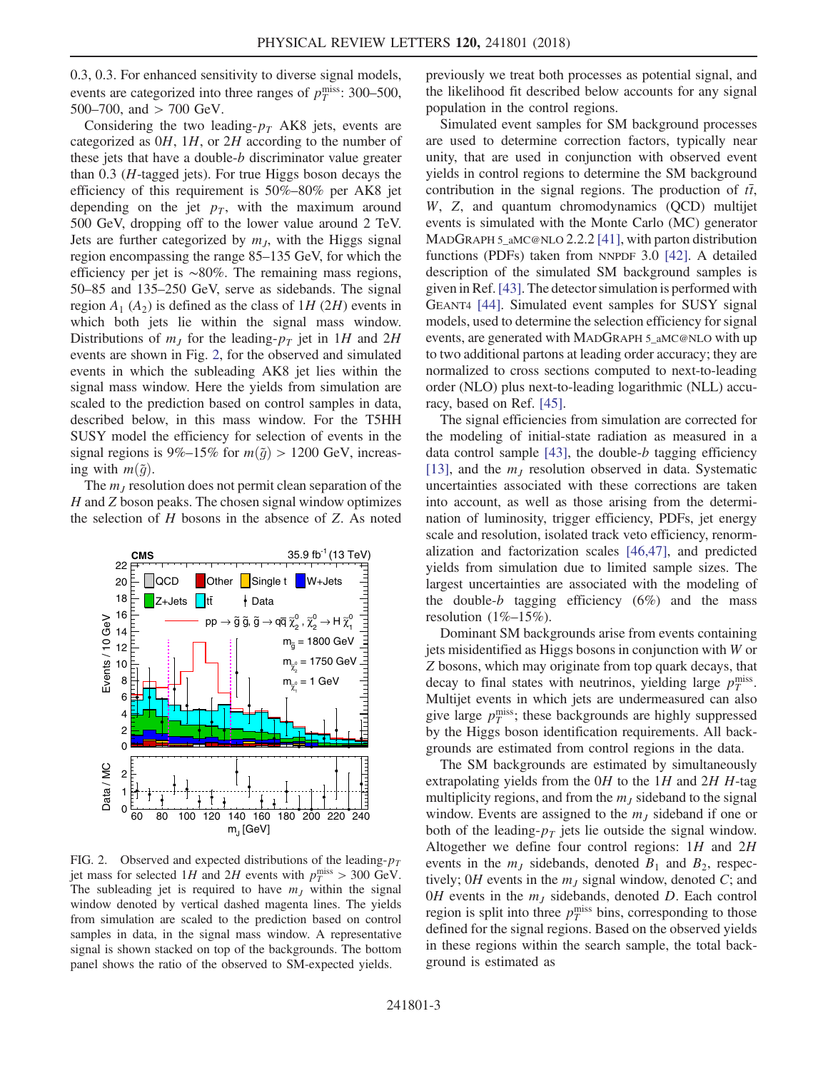0.3, 0.3. For enhanced sensitivity to diverse signal models, events are categorized into three ranges of $p_T^{\rm miss}$: 300–500, 500–700, and > 700 GeV.

Considering the two leading-$p_T$ AK8 jets, events are categorized as $0H$, $1H$, or $2H$ according to the number of these jets that have a double-$b$ discriminator value greater than 0.3 ($H$-tagged jets). For true Higgs boson decays the efficiency of this requirement is 50%–80% per AK8 jet depending on the jet $p_T$, with the maximum around 500 GeV, dropping off to the lower value around 2 TeV. Jets are further categorized by $m_J$, with the Higgs signal region encompassing the range 85–135 GeV, for which the efficiency per jet is ∼80%. The remaining mass regions, 50–85 and 135–250 GeV, serve as sidebands. The signal region $A_1$ ($A_2$) is defined as the class of $1H$ ($2H$) events in which both jets lie within the signal mass window. Distributions of $m_J$ for the leading-$p_T$ jet in $1H$ and $2H$ events are shown in Fig. 2, for the observed and simulated events in which the subleading AK8 jet lies within the signal mass window. Here the yields from simulation are scaled to the prediction based on control samples in data, described below, in this mass window. For the T5HH SUSY model the efficiency for selection of events in the signal regions is 9%–15% for $m(\tilde{g}) > 1200$ GeV, increasing with $m(\tilde{g})$.

The $m_J$ resolution does not permit clean separation of the $H$ and $Z$ boson peaks. The chosen signal window optimizes the selection of $H$ bosons in the absence of $Z$. As noted previously we treat both processes as potential signal, and the likelihood fit described below accounts for any signal population in the control regions.

FIG. 2. Observed and expected distributions of the leading-$p_T$ jet mass for selected $1H$ and $2H$ events with $p_T^{\rm miss} > 300$ GeV. The subleading jet is required to have $m_J$ within the signal window denoted by vertical dashed magenta lines. The yields from simulation are scaled to the prediction based on control samples in data, in the signal mass window. A representative signal is shown stacked on top of the backgrounds. The bottom panel shows the ratio of the observed to SM-expected yields.

Simulated event samples for SM background processes are used to determine correction factors, typically near unity, that are used in conjunction with observed event yields in control regions to determine the SM background contribution in the signal regions. The production of $t\bar{t}$, $W$, $Z$, and quantum chromodynamics (QCD) multijet events is simulated with the Monte Carlo (MC) generator MadGraph 5_aMC@NLO 2.2.2 [41], with parton distribution functions (PDFs) taken from NNPDF 3.0 [42]. A detailed description of the simulated SM background samples is given in Ref. [43]. The detector simulation is performed with Geant4 [44]. Simulated event samples for SUSY signal models, used to determine the selection efficiency for signal events, are generated with MadGraph 5_aMC@NLO with up to two additional partons at leading order accuracy; they are normalized to cross sections computed to next-to-leading order (NLO) plus next-to-leading logarithmic (NLL) accuracy, based on Ref. [45].

The signal efficiencies from simulation are corrected for the modeling of initial-state radiation as measured in a data control sample [43], the double-$b$ tagging efficiency [13], and the $m_J$ resolution observed in data. Systematic uncertainties associated with these corrections are taken into account, as well as those arising from the determination of luminosity, trigger efficiency, PDFs, jet energy scale and resolution, isolated track veto efficiency, renormalization and factorization scales [46,47], and predicted yields from simulation due to limited sample sizes. The largest uncertainties are associated with the modeling of the double-$b$ tagging efficiency (6%) and the mass resolution (1%–15%).

Dominant SM backgrounds arise from events containing jets misidentified as Higgs bosons in conjunction with $W$ or $Z$ bosons, which may originate from top quark decays, that decay to final states with neutrinos, yielding large $p_T^{\rm miss}$. Multijet events in which jets are undermeasured can also give large $p_T^{\rm miss}$; these backgrounds are highly suppressed by the Higgs boson identification requirements. All backgrounds are estimated from control regions in the data.

The SM backgrounds are estimated by simultaneously extrapolating yields from the $0H$ to the $1H$ and $2H$ $H$-tag multiplicity regions, and from the $m_J$ sideband to the signal window. Events are assigned to the $m_J$ sideband if one or both of the leading-$p_T$ jets lie outside the signal window. Altogether we define four control regions: $1H$ and $2H$ events in the $m_J$ sidebands, denoted $B_1$ and $B_2$, respectively; $0H$ events in the $m_J$ signal window, denoted $C$; and $0H$ events in the $m_J$ sidebands, denoted $D$. Each control region is split into three $p_T^{\rm miss}$ bins, corresponding to those defined for the signal regions. Based on the observed yields in these regions within the search sample, the total background is estimated as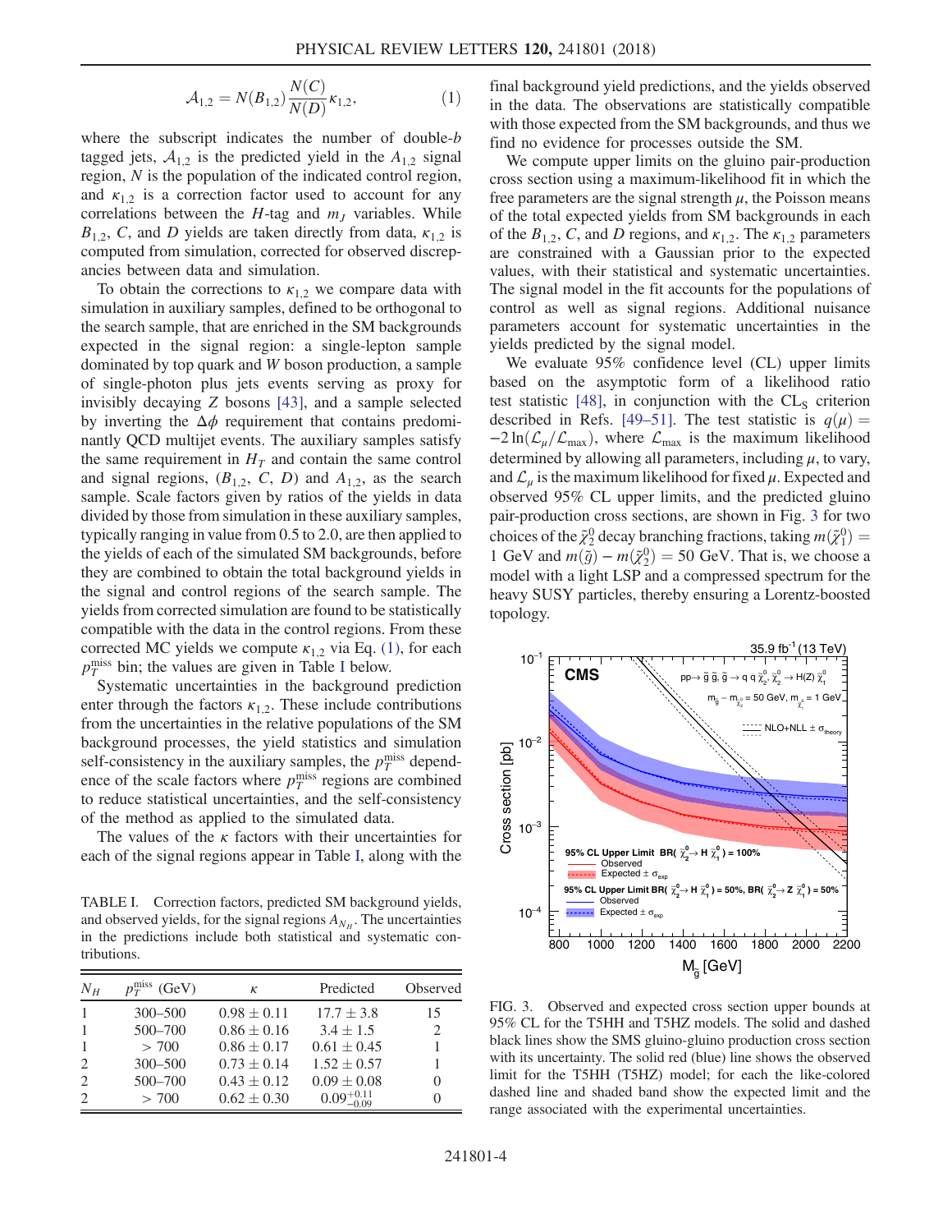$$\mathcal{A}_{1,2} = N(B_{1,2}) \frac{N(C)}{N(D)} \kappa_{1,2}, \tag{1}$$

where the subscript indicates the number of double-$b$ tagged jets, $\mathcal{A}_{1,2}$ is the predicted yield in the $A_{1,2}$ signal region, $N$ is the population of the indicated control region, and $\kappa_{1,2}$ is a correction factor used to account for any correlations between the $H$-tag and $m_J$ variables. While $B_{1,2}$, $C$, and $D$ yields are taken directly from data, $\kappa_{1,2}$ is computed from simulation, corrected for observed discrepancies between data and simulation.

To obtain the corrections to $\kappa_{1,2}$ we compare data with simulation in auxiliary samples, defined to be orthogonal to the search sample, that are enriched in the SM backgrounds expected in the signal region: a single-lepton sample dominated by top quark and $W$ boson production, a sample of single-photon plus jets events serving as proxy for invisibly decaying $Z$ bosons [43], and a sample selected by inverting the $\Delta\phi$ requirement that contains predominantly QCD multijet events. The auxiliary samples satisfy the same requirement in $H_T$ and contain the same control and signal regions, ($B_{1,2}$, $C$, $D$) and $A_{1,2}$, as the search sample. Scale factors given by ratios of the yields in data divided by those from simulation in these auxiliary samples, typically ranging in value from 0.5 to 2.0, are then applied to the yields of each of the simulated SM backgrounds, before they are combined to obtain the total background yields in the signal and control regions of the search sample. The yields from corrected simulation are found to be statistically compatible with the data in the control regions. From these corrected MC yields we compute $\kappa_{1,2}$ via Eq. (1), for each $p_T^{\text{miss}}$ bin; the values are given in Table I below.

Systematic uncertainties in the background prediction enter through the factors $\kappa_{1,2}$. These include contributions from the uncertainties in the relative populations of the SM background processes, the yield statistics and simulation self-consistency in the auxiliary samples, the $p_T^{\text{miss}}$ dependence of the scale factors where $p_T^{\text{miss}}$ regions are combined to reduce statistical uncertainties, and the self-consistency of the method as applied to the simulated data.

The values of the $\kappa$ factors with their uncertainties for each of the signal regions appear in Table I, along with the final background yield predictions, and the yields observed in the data. The observations are statistically compatible with those expected from the SM backgrounds, and thus we find no evidence for processes outside the SM.

TABLE I. Correction factors, predicted SM background yields, and observed yields, for the signal regions $A_{N_H}$. The uncertainties in the predictions include both statistical and systematic contributions.

| $N_H$ | $p_T^{\text{miss}}$ (GeV) | $\kappa$ | Predicted | Observed |
|---|---|---|---|---|
| 1 | 300–500 | $0.98 \pm 0.11$ | $17.7 \pm 3.8$ | 15 |
| 1 | 500–700 | $0.86 \pm 0.16$ | $3.4 \pm 1.5$ | 2 |
| 1 | $> 700$ | $0.86 \pm 0.17$ | $0.61 \pm 0.45$ | 1 |
| 2 | 300–500 | $0.73 \pm 0.14$ | $1.52 \pm 0.57$ | 1 |
| 2 | 500–700 | $0.43 \pm 0.12$ | $0.09 \pm 0.08$ | 0 |
| 2 | $> 700$ | $0.62 \pm 0.30$ | $0.09^{+0.11}_{-0.09}$ | 0 |

We compute upper limits on the gluino pair-production cross section using a maximum-likelihood fit in which the free parameters are the signal strength $\mu$, the Poisson means of the total expected yields from SM backgrounds in each of the $B_{1,2}$, $C$, and $D$ regions, and $\kappa_{1,2}$. The $\kappa_{1,2}$ parameters are constrained with a Gaussian prior to the expected values, with their statistical and systematic uncertainties. The signal model in the fit accounts for the populations of control as well as signal regions. Additional nuisance parameters account for systematic uncertainties in the yields predicted by the signal model.

We evaluate 95% confidence level (CL) upper limits based on the asymptotic form of a likelihood ratio test statistic [48], in conjunction with the $\text{CL}_\text{S}$ criterion described in Refs. [49–51]. The test statistic is $q(\mu) = -2\ln(\mathcal{L}_\mu/\mathcal{L}_{\max})$, where $\mathcal{L}_{\max}$ is the maximum likelihood determined by allowing all parameters, including $\mu$, to vary, and $\mathcal{L}_\mu$ is the maximum likelihood for fixed $\mu$. Expected and observed 95% CL upper limits, and the predicted gluino pair-production cross sections, are shown in Fig. 3 for two choices of the $\tilde{\chi}_2^0$ decay branching fractions, taking $m(\tilde{\chi}_1^0) = 1$ GeV and $m(\tilde{g}) - m(\tilde{\chi}_2^0) = 50$ GeV. That is, we choose a model with a light LSP and a compressed spectrum for the heavy SUSY particles, thereby ensuring a Lorentz-boosted topology.

FIG. 3. Observed and expected cross section upper bounds at 95% CL for the T5HH and T5HZ models. The solid and dashed black lines show the SMS gluino-gluino production cross section with its uncertainty. The solid red (blue) line shows the observed limit for the T5HH (T5HZ) model; for each the like-colored dashed line and shaded band show the expected limit and the range associated with the experimental uncertainties.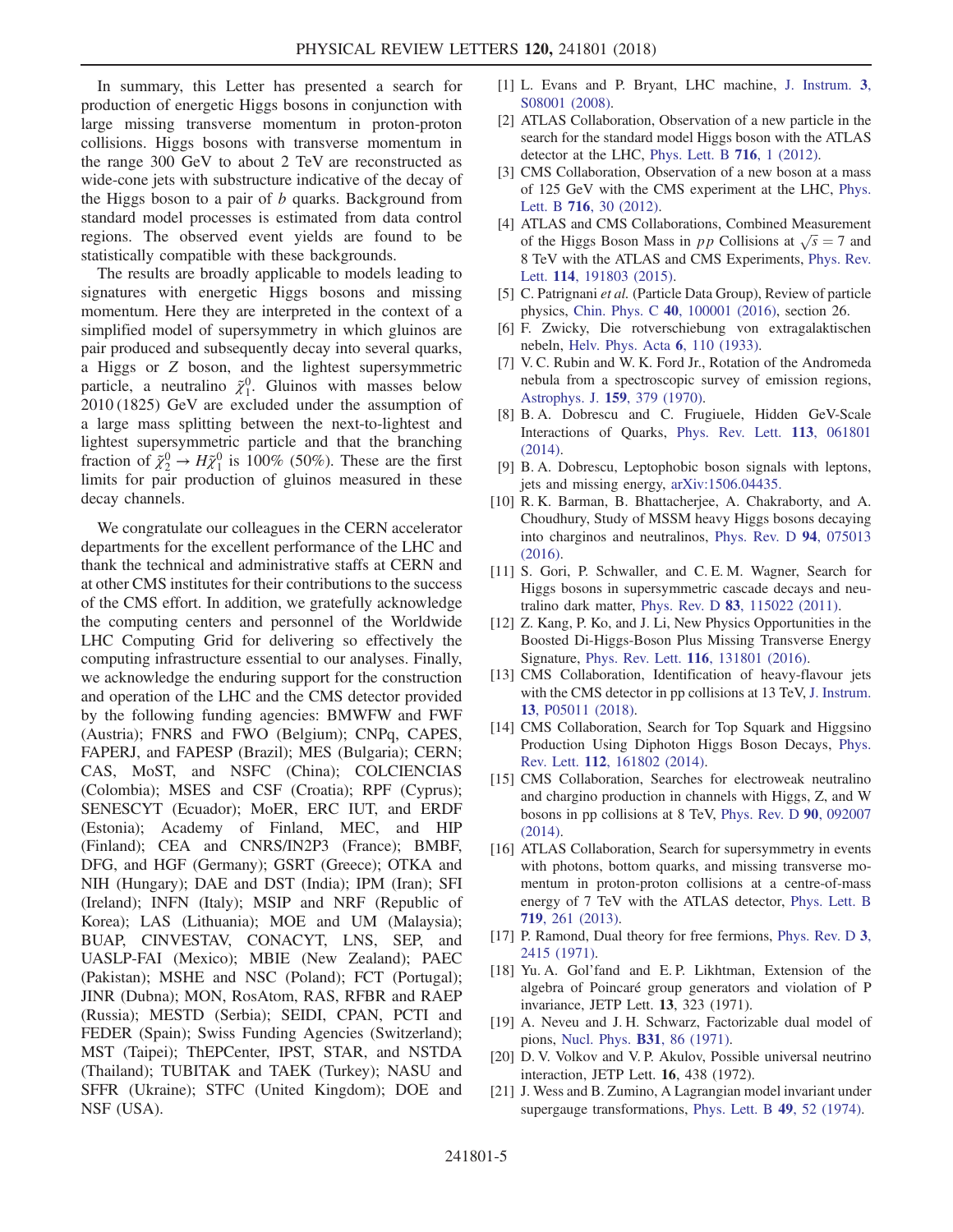In summary, this Letter has presented a search for production of energetic Higgs bosons in conjunction with large missing transverse momentum in proton-proton collisions. Higgs bosons with transverse momentum in the range 300 GeV to about 2 TeV are reconstructed as wide-cone jets with substructure indicative of the decay of the Higgs boson to a pair of $b$ quarks. Background from standard model processes is estimated from data control regions. The observed event yields are found to be statistically compatible with these backgrounds.

The results are broadly applicable to models leading to signatures with energetic Higgs bosons and missing momentum. Here they are interpreted in the context of a simplified model of supersymmetry in which gluinos are pair produced and subsequently decay into several quarks, a Higgs or $Z$ boson, and the lightest supersymmetric particle, a neutralino $\tilde{\chi}_1^0$. Gluinos with masses below 2010 (1825) GeV are excluded under the assumption of a large mass splitting between the next-to-lightest and lightest supersymmetric particle and that the branching fraction of $\tilde{\chi}_2^0 \to H\tilde{\chi}_1^0$ is 100% (50%). These are the first limits for pair production of gluinos measured in these decay channels.

We congratulate our colleagues in the CERN accelerator departments for the excellent performance of the LHC and thank the technical and administrative staffs at CERN and at other CMS institutes for their contributions to the success of the CMS effort. In addition, we gratefully acknowledge the computing centers and personnel of the Worldwide LHC Computing Grid for delivering so effectively the computing infrastructure essential to our analyses. Finally, we acknowledge the enduring support for the construction and operation of the LHC and the CMS detector provided by the following funding agencies: BMWFW and FWF (Austria); FNRS and FWO (Belgium); CNPq, CAPES, FAPERJ, and FAPESP (Brazil); MES (Bulgaria); CERN; CAS, MoST, and NSFC (China); COLCIENCIAS (Colombia); MSES and CSF (Croatia); RPF (Cyprus); SENESCYT (Ecuador); MoER, ERC IUT, and ERDF (Estonia); Academy of Finland, MEC, and HIP (Finland); CEA and CNRS/IN2P3 (France); BMBF, DFG, and HGF (Germany); GSRT (Greece); OTKA and NIH (Hungary); DAE and DST (India); IPM (Iran); SFI (Ireland); INFN (Italy); MSIP and NRF (Republic of Korea); LAS (Lithuania); MOE and UM (Malaysia); BUAP, CINVESTAV, CONACYT, LNS, SEP, and UASLP-FAI (Mexico); MBIE (New Zealand); PAEC (Pakistan); MSHE and NSC (Poland); FCT (Portugal); JINR (Dubna); MON, RosAtom, RAS, RFBR and RAEP (Russia); MESTD (Serbia); SEIDI, CPAN, PCTI and FEDER (Spain); Swiss Funding Agencies (Switzerland); MST (Taipei); ThEPCenter, IPST, STAR, and NSTDA (Thailand); TUBITAK and TAEK (Turkey); NASU and SFFR (Ukraine); STFC (United Kingdom); DOE and NSF (USA).

[1] L. Evans and P. Bryant, LHC machine, J. Instrum. **3**, S08001 (2008).

[2] ATLAS Collaboration, Observation of a new particle in the search for the standard model Higgs boson with the ATLAS detector at the LHC, Phys. Lett. B **716**, 1 (2012).

[3] CMS Collaboration, Observation of a new boson at a mass of 125 GeV with the CMS experiment at the LHC, Phys. Lett. B **716**, 30 (2012).

[4] ATLAS and CMS Collaborations, Combined Measurement of the Higgs Boson Mass in $pp$ Collisions at $\sqrt{s} = 7$ and 8 TeV with the ATLAS and CMS Experiments, Phys. Rev. Lett. **114**, 191803 (2015).

[5] C. Patrignani *et al.* (Particle Data Group), Review of particle physics, Chin. Phys. C **40**, 100001 (2016), section 26.

[6] F. Zwicky, Die rotverschiebung von extragalaktischen nebeln, Helv. Phys. Acta **6**, 110 (1933).

[7] V. C. Rubin and W. K. Ford Jr., Rotation of the Andromeda nebula from a spectroscopic survey of emission regions, Astrophys. J. **159**, 379 (1970).

[8] B. A. Dobrescu and C. Frugiuele, Hidden GeV-Scale Interactions of Quarks, Phys. Rev. Lett. **113**, 061801 (2014).

[9] B. A. Dobrescu, Leptophobic boson signals with leptons, jets and missing energy, arXiv:1506.04435.

[10] R. K. Barman, B. Bhattacherjee, A. Chakraborty, and A. Choudhury, Study of MSSM heavy Higgs bosons decaying into charginos and neutralinos, Phys. Rev. D **94**, 075013 (2016).

[11] S. Gori, P. Schwaller, and C. E. M. Wagner, Search for Higgs bosons in supersymmetric cascade decays and neutralino dark matter, Phys. Rev. D **83**, 115022 (2011).

[12] Z. Kang, P. Ko, and J. Li, New Physics Opportunities in the Boosted Di-Higgs-Boson Plus Missing Transverse Energy Signature, Phys. Rev. Lett. **116**, 131801 (2016).

[13] CMS Collaboration, Identification of heavy-flavour jets with the CMS detector in pp collisions at 13 TeV, J. Instrum. **13**, P05011 (2018).

[14] CMS Collaboration, Search for Top Squark and Higgsino Production Using Diphoton Higgs Boson Decays, Phys. Rev. Lett. **112**, 161802 (2014).

[15] CMS Collaboration, Searches for electroweak neutralino and chargino production in channels with Higgs, Z, and W bosons in pp collisions at 8 TeV, Phys. Rev. D **90**, 092007 (2014).

[16] ATLAS Collaboration, Search for supersymmetry in events with photons, bottom quarks, and missing transverse momentum in proton-proton collisions at a centre-of-mass energy of 7 TeV with the ATLAS detector, Phys. Lett. B **719**, 261 (2013).

[17] P. Ramond, Dual theory for free fermions, Phys. Rev. D **3**, 2415 (1971).

[18] Yu. A. Gol'fand and E. P. Likhtman, Extension of the algebra of Poincaré group generators and violation of P invariance, JETP Lett. **13**, 323 (1971).

[19] A. Neveu and J. H. Schwarz, Factorizable dual model of pions, Nucl. Phys. **B31**, 86 (1971).

[20] D. V. Volkov and V. P. Akulov, Possible universal neutrino interaction, JETP Lett. **16**, 438 (1972).

[21] J. Wess and B. Zumino, A Lagrangian model invariant under supergauge transformations, Phys. Lett. B **49**, 52 (1974).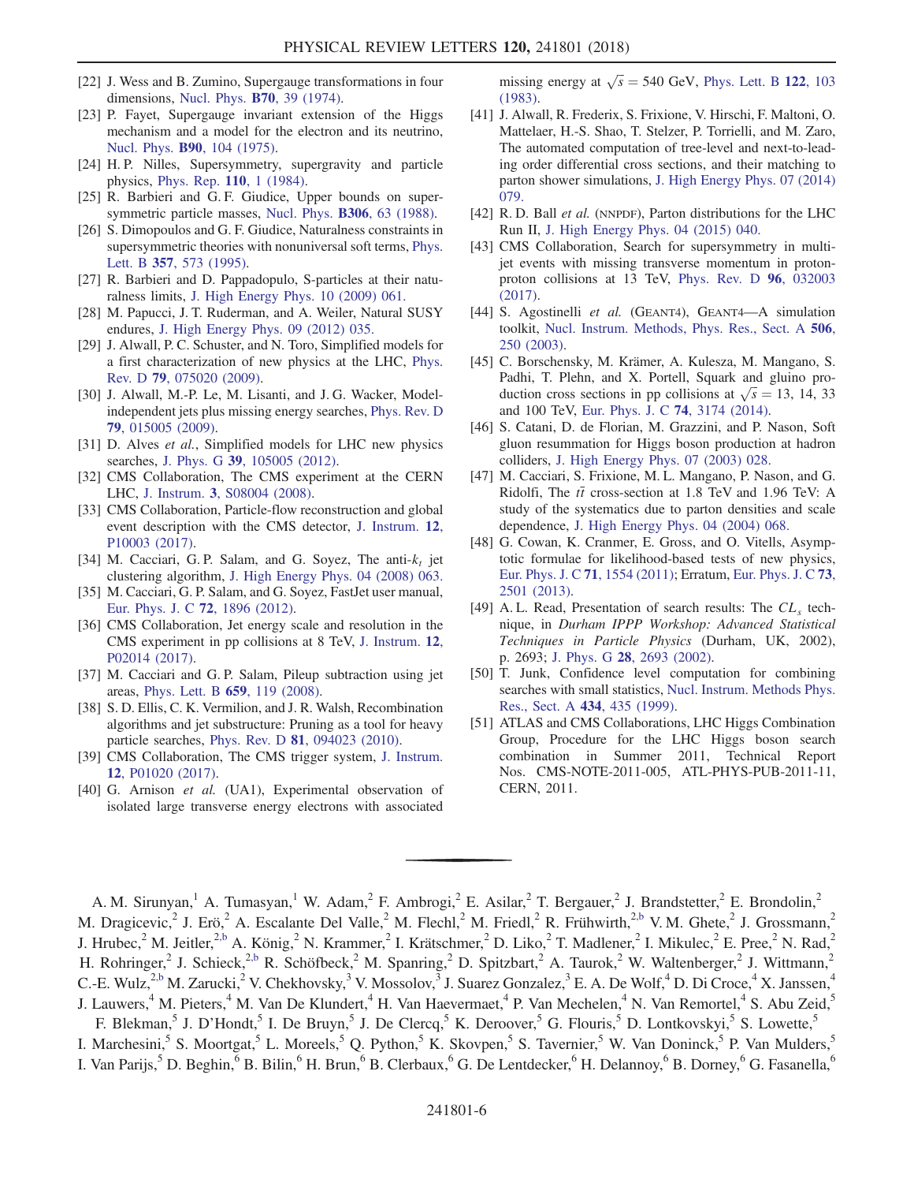[22] J. Wess and B. Zumino, Supergauge transformations in four dimensions, Nucl. Phys. **B70**, 39 (1974).

[23] P. Fayet, Supergauge invariant extension of the Higgs mechanism and a model for the electron and its neutrino, Nucl. Phys. **B90**, 104 (1975).

[24] H. P. Nilles, Supersymmetry, supergravity and particle physics, Phys. Rep. **110**, 1 (1984).

[25] R. Barbieri and G. F. Giudice, Upper bounds on supersymmetric particle masses, Nucl. Phys. **B306**, 63 (1988).

[26] S. Dimopoulos and G. F. Giudice, Naturalness constraints in supersymmetric theories with nonuniversal soft terms, Phys. Lett. B **357**, 573 (1995).

[27] R. Barbieri and D. Pappadopulo, S-particles at their naturalness limits, J. High Energy Phys. 10 (2009) 061.

[28] M. Papucci, J. T. Ruderman, and A. Weiler, Natural SUSY endures, J. High Energy Phys. 09 (2012) 035.

[29] J. Alwall, P. C. Schuster, and N. Toro, Simplified models for a first characterization of new physics at the LHC, Phys. Rev. D **79**, 075020 (2009).

[30] J. Alwall, M.-P. Le, M. Lisanti, and J. G. Wacker, Model-independent jets plus missing energy searches, Phys. Rev. D **79**, 015005 (2009).

[31] D. Alves *et al.*, Simplified models for LHC new physics searches, J. Phys. G **39**, 105005 (2012).

[32] CMS Collaboration, The CMS experiment at the CERN LHC, J. Instrum. **3**, S08004 (2008).

[33] CMS Collaboration, Particle-flow reconstruction and global event description with the CMS detector, J. Instrum. **12**, P10003 (2017).

[34] M. Cacciari, G. P. Salam, and G. Soyez, The anti-$k_t$ jet clustering algorithm, J. High Energy Phys. 04 (2008) 063.

[35] M. Cacciari, G. P. Salam, and G. Soyez, FastJet user manual, Eur. Phys. J. C **72**, 1896 (2012).

[36] CMS Collaboration, Jet energy scale and resolution in the CMS experiment in pp collisions at 8 TeV, J. Instrum. **12**, P02014 (2017).

[37] M. Cacciari and G. P. Salam, Pileup subtraction using jet areas, Phys. Lett. B **659**, 119 (2008).

[38] S. D. Ellis, C. K. Vermilion, and J. R. Walsh, Recombination algorithms and jet substructure: Pruning as a tool for heavy particle searches, Phys. Rev. D **81**, 094023 (2010).

[39] CMS Collaboration, The CMS trigger system, J. Instrum. **12**, P01020 (2017).

[40] G. Arnison *et al.* (UA1), Experimental observation of isolated large transverse energy electrons with associated missing energy at $\sqrt{s} = 540$ GeV, Phys. Lett. B **122**, 103 (1983).

[41] J. Alwall, R. Frederix, S. Frixione, V. Hirschi, F. Maltoni, O. Mattelaer, H.-S. Shao, T. Stelzer, P. Torrielli, and M. Zaro, The automated computation of tree-level and next-to-leading order differential cross sections, and their matching to parton shower simulations, J. High Energy Phys. 07 (2014) 079.

[42] R. D. Ball *et al.* (NNPDF), Parton distributions for the LHC Run II, J. High Energy Phys. 04 (2015) 040.

[43] CMS Collaboration, Search for supersymmetry in multijet events with missing transverse momentum in proton-proton collisions at 13 TeV, Phys. Rev. D **96**, 032003 (2017).

[44] S. Agostinelli *et al.* (GEANT4), GEANT4—A simulation toolkit, Nucl. Instrum. Methods, Phys. Res., Sect. A **506**, 250 (2003).

[45] C. Borschensky, M. Krämer, A. Kulesza, M. Mangano, S. Padhi, T. Plehn, and X. Portell, Squark and gluino production cross sections in pp collisions at $\sqrt{s} = 13$, 14, 33 and 100 TeV, Eur. Phys. J. C **74**, 3174 (2014).

[46] S. Catani, D. de Florian, M. Grazzini, and P. Nason, Soft gluon resummation for Higgs boson production at hadron colliders, J. High Energy Phys. 07 (2003) 028.

[47] M. Cacciari, S. Frixione, M. L. Mangano, P. Nason, and G. Ridolfi, The $t\bar{t}$ cross-section at 1.8 TeV and 1.96 TeV: A study of the systematics due to parton densities and scale dependence, J. High Energy Phys. 04 (2004) 068.

[48] G. Cowan, K. Cranmer, E. Gross, and O. Vitells, Asymptotic formulae for likelihood-based tests of new physics, Eur. Phys. J. C **71**, 1554 (2011); Erratum, Eur. Phys. J. C **73**, 2501 (2013).

[49] A. L. Read, Presentation of search results: The $CL_s$ technique, in *Durham IPPP Workshop: Advanced Statistical Techniques in Particle Physics* (Durham, UK, 2002), p. 2693; J. Phys. G **28**, 2693 (2002).

[50] T. Junk, Confidence level computation for combining searches with small statistics, Nucl. Instrum. Methods Phys. Res., Sect. A **434**, 435 (1999).

[51] ATLAS and CMS Collaborations, LHC Higgs Combination Group, Procedure for the LHC Higgs boson search combination in Summer 2011, Technical Report Nos. CMS-NOTE-2011-005, ATL-PHYS-PUB-2011-11, CERN, 2011.

---

A. M. Sirunyan,[1] A. Tumasyan,[1] W. Adam,[2] F. Ambrogi,[2] E. Asilar,[2] T. Bergauer,[2] J. Brandstetter,[2] E. Brondolin,[2] M. Dragicevic,[2] J. Erö,[2] A. Escalante Del Valle,[2] M. Flechl,[2] M. Friedl,[2] R. Frühwirth,[2,b] V. M. Ghete,[2] J. Grossmann,[2] J. Hrubec,[2] M. Jeitler,[2,b] A. König,[2] N. Krammer,[2] I. Krätschmer,[2] D. Liko,[2] T. Madlener,[2] I. Mikulec,[2] E. Pree,[2] N. Rad,[2] H. Rohringer,[2] J. Schieck,[2,b] R. Schöfbeck,[2] M. Spanring,[2] D. Spitzbart,[2] A. Taurok,[2] W. Waltenberger,[2] J. Wittmann,[2] C.-E. Wulz,[2,b] M. Zarucki,[2] V. Chekhovsky,[3] V. Mossolov,[3] J. Suarez Gonzalez,[3] E. A. De Wolf,[4] D. Di Croce,[4] X. Janssen,[4] J. Lauwers,[4] M. Pieters,[4] M. Van De Klundert,[4] H. Van Haevermaet,[4] P. Van Mechelen,[4] N. Van Remortel,[4] S. Abu Zeid,[5] F. Blekman,[5] J. D'Hondt,[5] I. De Bruyn,[5] J. De Clercq,[5] K. Deroover,[5] G. Flouris,[5] D. Lontkovskyi,[5] S. Lowette,[5] I. Marchesini,[5] S. Moortgat,[5] L. Moreels,[5] Q. Python,[5] K. Skovpen,[5] S. Tavernier,[5] W. Van Doninck,[5] P. Van Mulders,[5] I. Van Parijs,[5] D. Beghin,[6] B. Bilin,[6] H. Brun,[6] B. Clerbaux,[6] G. De Lentdecker,[6] H. Delannoy,[6] B. Dorney,[6] G. Fasanella,[6]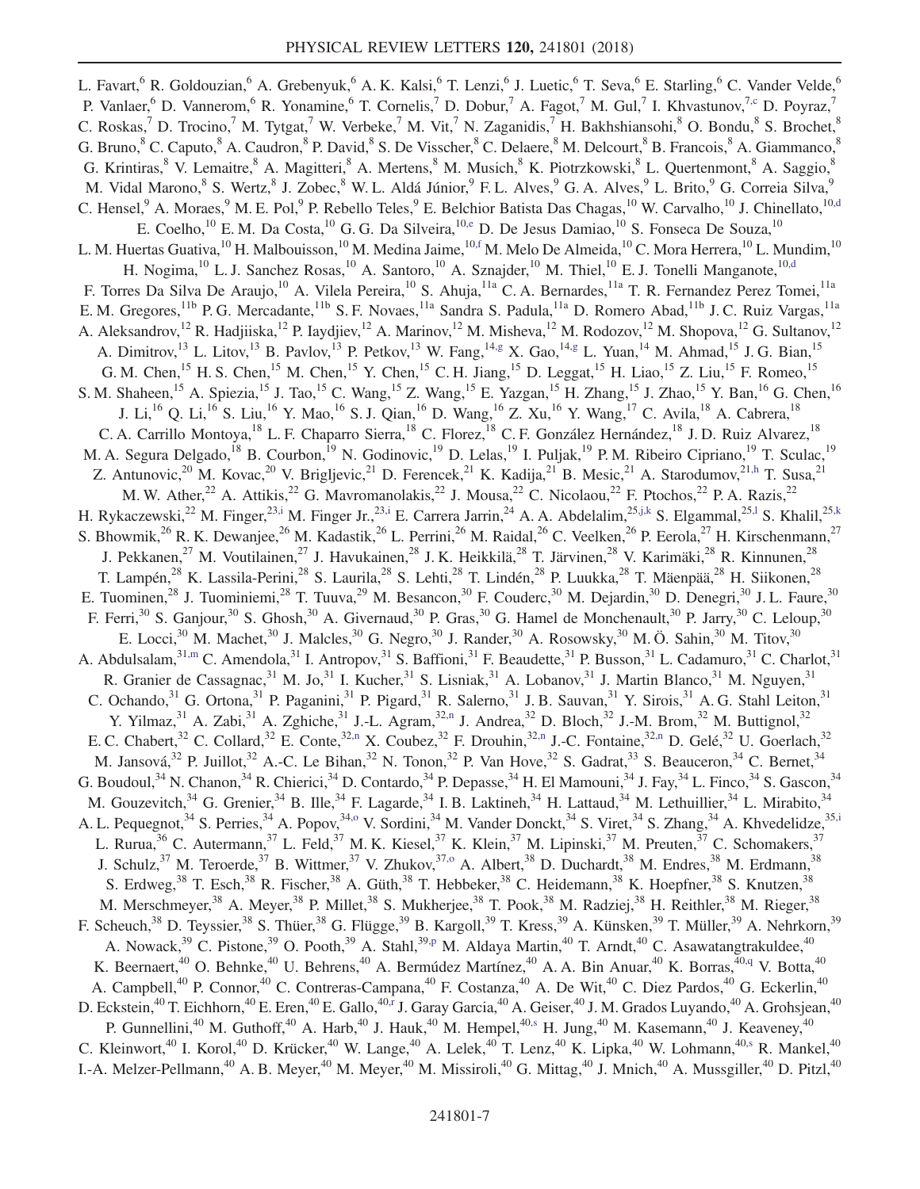L. Favart,[6] R. Goldouzian,[6] A. Grebenyuk,[6] A. K. Kalsi,[6] T. Lenzi,[6] J. Luetic,[6] T. Seva,[6] E. Starling,[6] C. Vander Velde,[6] P. Vanlaer,[6] D. Vannerom,[6] R. Yonamine,[6] T. Cornelis,[7] D. Dobur,[7] A. Fagot,[7] M. Gul,[7] I. Khvastunov,[7,c] D. Poyraz,[7] C. Roskas,[7] D. Trocino,[7] M. Tytgat,[7] W. Verbeke,[7] M. Vit,[7] N. Zaganidis,[7] H. Bakhshiansohi,[8] O. Bondu,[8] S. Brochet,[8] G. Bruno,[8] C. Caputo,[8] A. Caudron,[8] P. David,[8] S. De Visscher,[8] C. Delaere,[8] M. Delcourt,[8] B. Francois,[8] A. Giammanco,[8] G. Krintiras,[8] V. Lemaitre,[8] A. Magitteri,[8] A. Mertens,[8] M. Musich,[8] K. Piotrzkowski,[8] L. Quertenmont,[8] A. Saggio,[8] M. Vidal Marono,[8] S. Wertz,[8] J. Zobec,[8] W. L. Aldá Júnior,[9] F. L. Alves,[9] G. A. Alves,[9] L. Brito,[9] G. Correia Silva,[9] C. Hensel,[9] A. Moraes,[9] M. E. Pol,[9] P. Rebello Teles,[9] E. Belchior Batista Das Chagas,[10] W. Carvalho,[10] J. Chinellato,[10,d] E. Coelho,[10] E. M. Da Costa,[10] G. G. Da Silveira,[10,e] D. De Jesus Damiao,[10] S. Fonseca De Souza,[10] L. M. Huertas Guativa,[10] H. Malbouisson,[10] M. Medina Jaime,[10,f] M. Melo De Almeida,[10] C. Mora Herrera,[10] L. Mundim,[10] H. Nogima,[10] L. J. Sanchez Rosas,[10] A. Santoro,[10] A. Sznajder,[10] M. Thiel,[10] E. J. Tonelli Manganote,[10,d] F. Torres Da Silva De Araujo,[10] A. Vilela Pereira,[10] S. Ahuja,[11a] C. A. Bernardes,[11a] T. R. Fernandez Perez Tomei,[11a] E. M. Gregores,[11b] P. G. Mercadante,[11b] S. F. Novaes,[11a] Sandra S. Padula,[11a] D. Romero Abad,[11b] J. C. Ruiz Vargas,[11a] A. Aleksandrov,[12] R. Hadjiiska,[12] P. Iaydjiev,[12] A. Marinov,[12] M. Misheva,[12] M. Rodozov,[12] M. Shopova,[12] G. Sultanov,[12] A. Dimitrov,[13] L. Litov,[13] B. Pavlov,[13] P. Petkov,[13] W. Fang,[14,g] X. Gao,[14,g] L. Yuan,[14] M. Ahmad,[15] J. G. Bian,[15] G. M. Chen,[15] H. S. Chen,[15] M. Chen,[15] Y. Chen,[15] C. H. Jiang,[15] D. Leggat,[15] H. Liao,[15] Z. Liu,[15] F. Romeo,[15] S. M. Shaheen,[15] A. Spiezia,[15] J. Tao,[15] C. Wang,[15] Z. Wang,[15] E. Yazgan,[15] H. Zhang,[15] J. Zhao,[15] Y. Ban,[16] G. Chen,[16] J. Li,[16] Q. Li,[16] S. Liu,[16] Y. Mao,[16] S. J. Qian,[16] D. Wang,[16] Z. Xu,[16] Y. Wang,[17] C. Avila,[18] A. Cabrera,[18] C. A. Carrillo Montoya,[18] L. F. Chaparro Sierra,[18] C. Florez,[18] C. F. González Hernández,[18] J. D. Ruiz Alvarez,[18] M. A. Segura Delgado,[18] B. Courbon,[19] N. Godinovic,[19] D. Lelas,[19] I. Puljak,[19] P. M. Ribeiro Cipriano,[19] T. Sculac,[19] Z. Antunovic,[20] M. Kovac,[20] V. Brigljevic,[21] D. Ferencek,[21] K. Kadija,[21] B. Mesic,[21] A. Starodumov,[21,h] T. Susa,[21] M. W. Ather,[22] A. Attikis,[22] G. Mavromanolakis,[22] J. Mousa,[22] C. Nicolaou,[22] F. Ptochos,[22] P. A. Razis,[22] H. Rykaczewski,[22] M. Finger,[23,i] M. Finger Jr.,[23,i] E. Carrera Jarrin,[24] A. A. Abdelalim,[25,j,k] S. Elgammal,[25,l] S. Khalil,[25,k] S. Bhowmik,[26] R. K. Dewanjee,[26] M. Kadastik,[26] L. Perrini,[26] M. Raidal,[26] C. Veelken,[26] P. Eerola,[27] H. Kirschenmann,[27] J. Pekkanen,[27] M. Voutilainen,[27] J. Havukainen,[28] J. K. Heikkilä,[28] T. Järvinen,[28] V. Karimäki,[28] R. Kinnunen,[28] T. Lampén,[28] K. Lassila-Perini,[28] S. Laurila,[28] S. Lehti,[28] T. Lindén,[28] P. Luukka,[28] T. Mäenpää,[28] H. Siikonen,[28] E. Tuominen,[28] J. Tuominiemi,[28] T. Tuuva,[29] M. Besancon,[30] F. Couderc,[30] M. Dejardin,[30] D. Denegri,[30] J. L. Faure,[30] F. Ferri,[30] S. Ganjour,[30] S. Ghosh,[30] A. Givernaud,[30] P. Gras,[30] G. Hamel de Monchenault,[30] P. Jarry,[30] C. Leloup,[30] E. Locci,[30] M. Machet,[30] J. Malcles,[30] G. Negro,[30] J. Rander,[30] A. Rosowsky,[30] M. Ö. Sahin,[30] M. Titov,[30] A. Abdulsalam,[31,m] C. Amendola,[31] I. Antropov,[31] S. Baffioni,[31] F. Beaudette,[31] P. Busson,[31] L. Cadamuro,[31] C. Charlot,[31] R. Granier de Cassagnac,[31] M. Jo,[31] I. Kucher,[31] S. Lisniak,[31] A. Lobanov,[31] J. Martin Blanco,[31] M. Nguyen,[31] C. Ochando,[31] G. Ortona,[31] P. Paganini,[31] P. Pigard,[31] R. Salerno,[31] J. B. Sauvan,[31] Y. Sirois,[31] A. G. Stahl Leiton,[31] Y. Yilmaz,[31] A. Zabi,[31] A. Zghiche,[31] J.-L. Agram,[32,n] J. Andrea,[32] D. Bloch,[32] J.-M. Brom,[32] M. Buttignol,[32] E. C. Chabert,[32] C. Collard,[32] E. Conte,[32,n] X. Coubez,[32] F. Drouhin,[32,n] J.-C. Fontaine,[32,n] D. Gelé,[32] U. Goerlach,[32] M. Jansová,[32] P. Juillot,[32] A.-C. Le Bihan,[32] N. Tonon,[32] P. Van Hove,[32] S. Gadrat,[33] S. Beauceron,[34] C. Bernet,[34] G. Boudoul,[34] N. Chanon,[34] R. Chierici,[34] D. Contardo,[34] P. Depasse,[34] H. El Mamouni,[34] J. Fay,[34] L. Finco,[34] S. Gascon,[34] M. Gouzevitch,[34] G. Grenier,[34] B. Ille,[34] F. Lagarde,[34] I. B. Laktineh,[34] H. Lattaud,[34] M. Lethuillier,[34] L. Mirabito,[34] A. L. Pequegnot,[34] S. Perries,[34] A. Popov,[34,o] V. Sordini,[34] M. Vander Donckt,[34] S. Viret,[34] S. Zhang,[34] A. Khvedelidze,[35,i] L. Rurua,[36] C. Autermann,[37] L. Feld,[37] M. K. Kiesel,[37] K. Klein,[37] M. Lipinski,[37] M. Preuten,[37] C. Schomakers,[37] J. Schulz,[37] M. Teroerde,[37] B. Wittmer,[37] V. Zhukov,[37,o] A. Albert,[38] D. Duchardt,[38] M. Endres,[38] M. Erdmann,[38] S. Erdweg,[38] T. Esch,[38] R. Fischer,[38] A. Güth,[38] T. Hebbeker,[38] C. Heidemann,[38] K. Hoepfner,[38] S. Knutzen,[38] M. Merschmeyer,[38] A. Meyer,[38] P. Millet,[38] S. Mukherjee,[38] T. Pook,[38] M. Radziej,[38] H. Reithler,[38] M. Rieger,[38] F. Scheuch,[38] D. Teyssier,[38] S. Thüer,[38] G. Flügge,[39] B. Kargoll,[39] T. Kress,[39] A. Künsken,[39] T. Müller,[39] A. Nehrkorn,[39] A. Nowack,[39] C. Pistone,[39] O. Pooth,[39] A. Stahl,[39,p] M. Aldaya Martin,[40] T. Arndt,[40] C. Asawatangtrakuldee,[40] K. Beernaert,[40] O. Behnke,[40] U. Behrens,[40] A. Bermúdez Martínez,[40] A. A. Bin Anuar,[40] K. Borras,[40,q] V. Botta,[40] A. Campbell,[40] P. Connor,[40] C. Contreras-Campana,[40] F. Costanza,[40] A. De Wit,[40] C. Diez Pardos,[40] G. Eckerlin,[40] D. Eckstein,[40] T. Eichhorn,[40] E. Eren,[40] E. Gallo,[40,r] J. Garay Garcia,[40] A. Geiser,[40] J. M. Grados Luyando,[40] A. Grohsjean,[40] P. Gunnellini,[40] M. Guthoff,[40] A. Harb,[40] J. Hauk,[40] M. Hempel,[40,s] H. Jung,[40] M. Kasemann,[40] J. Keaveney,[40] C. Kleinwort,[40] I. Korol,[40] D. Krücker,[40] W. Lange,[40] A. Lelek,[40] T. Lenz,[40] K. Lipka,[40] W. Lohmann,[40,s] R. Mankel,[40] I.-A. Melzer-Pellmann,[40] A. B. Meyer,[40] M. Meyer,[40] M. Missiroli,[40] G. Mittag,[40] J. Mnich,[40] A. Mussgiller,[40] D. Pitzl,[40]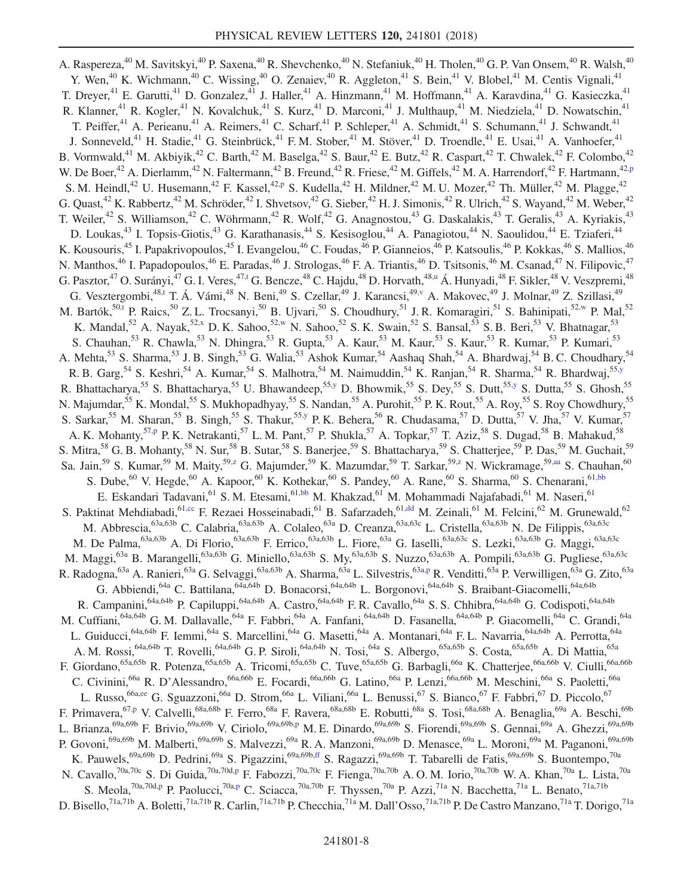A. Raspereza,[40] M. Savitskyi,[40] P. Saxena,[40] R. Shevchenko,[40] N. Stefaniuk,[40] H. Tholen,[40] G. P. Van Onsem,[40] R. Walsh,[40] Y. Wen,[40] K. Wichmann,[40] C. Wissing,[40] O. Zenaiev,[40] R. Aggleton,[41] S. Bein,[41] V. Blobel,[41] M. Centis Vignali,[41] T. Dreyer,[41] E. Garutti,[41] D. Gonzalez,[41] J. Haller,[41] A. Hinzmann,[41] M. Hoffmann,[41] A. Karavdina,[41] G. Kasieczka,[41] R. Klanner,[41] R. Kogler,[41] N. Kovalchuk,[41] S. Kurz,[41] D. Marconi,[41] J. Multhaup,[41] M. Niedziela,[41] D. Nowatschin,[41] T. Peiffer,[41] A. Perieanu,[41] A. Reimers,[41] C. Scharf,[41] P. Schleper,[41] A. Schmidt,[41] S. Schumann,[41] J. Schwandt,[41] J. Sonneveld,[41] H. Stadie,[41] G. Steinbrück,[41] F. M. Stober,[41] M. Stöver,[41] D. Troendle,[41] E. Usai,[41] A. Vanhoefer,[41] B. Vormwald,[41] M. Akbiyik,[42] C. Barth,[42] M. Baselga,[42] S. Baur,[42] E. Butz,[42] R. Caspart,[42] T. Chwalek,[42] F. Colombo,[42] W. De Boer,[42] A. Dierlamm,[42] N. Faltermann,[42] B. Freund,[42] R. Friese,[42] M. Giffels,[42] M. A. Harrendorf,[42] F. Hartmann,[42,p] S. M. Heindl,[42] U. Husemann,[42] F. Kassel,[42,p] S. Kudella,[42] H. Mildner,[42] M. U. Mozer,[42] Th. Müller,[42] M. Plagge,[42] G. Quast,[42] K. Rabbertz,[42] M. Schröder,[42] I. Shvetsov,[42] G. Sieber,[42] H. J. Simonis,[42] R. Ulrich,[42] S. Wayand,[42] M. Weber,[42] T. Weiler,[42] S. Williamson,[42] C. Wöhrmann,[42] R. Wolf,[42] G. Anagnostou,[43] G. Daskalakis,[43] T. Geralis,[43] A. Kyriakis,[43] D. Loukas,[43] I. Topsis-Giotis,[43] G. Karathanasis,[44] S. Kesisoglou,[44] A. Panagiotou,[44] N. Saoulidou,[44] E. Tziaferi,[44] K. Kousouris,[45] I. Papakrivopoulos,[45] I. Evangelou,[46] C. Foudas,[46] P. Gianneios,[46] P. Katsoulis,[46] P. Kokkas,[46] S. Mallios,[46] N. Manthos,[46] I. Papadopoulos,[46] E. Paradas,[46] J. Strologas,[46] F. A. Triantis,[46] D. Tsitsonis,[46] M. Csanad,[47] N. Filipovic,[47] G. Pasztor,[47] O. Surányi,[47] G. I. Veres,[47,t] G. Bencze,[48] C. Hajdu,[48] D. Horvath,[48,u] Á. Hunyadi,[48] F. Sikler,[48] V. Veszpremi,[48] G. Vesztergombi,[48,t] T. Á. Vámi,[48] N. Beni,[49] S. Czellar,[49] J. Karancsi,[49,v] A. Makovec,[49] J. Molnar,[49] Z. Szillasi,[49] M. Bartók,[50,t] P. Raics,[50] Z. L. Trocsanyi,[50] B. Ujvari,[50] S. Choudhury,[51] J. R. Komaragiri,[51] S. Bahinipati,[52,w] P. Mal,[52] K. Mandal,[52] A. Nayak,[52,x] D. K. Sahoo,[52,w] N. Sahoo,[52] S. K. Swain,[52] S. Bansal,[53] S. B. Beri,[53] V. Bhatnagar,[53] S. Chauhan,[53] R. Chawla,[53] N. Dhingra,[53] R. Gupta,[53] A. Kaur,[53] M. Kaur,[53] S. Kaur,[53] R. Kumar,[53] P. Kumari,[53] A. Mehta,[53] S. Sharma,[53] J. B. Singh,[53] G. Walia,[53] Ashok Kumar,[54] Aashaq Shah,[54] A. Bhardwaj,[54] B. C. Choudhary,[54] R. B. Garg,[54] S. Keshri,[54] A. Kumar,[54] S. Malhotra,[54] M. Naimuddin,[54] K. Ranjan,[54] R. Sharma,[54] R. Bhardwaj,[55,y] R. Bhattacharya,[55] S. Bhattacharya,[55] U. Bhawandeep,[55,y] D. Bhowmik,[55] S. Dey,[55] S. Dutt,[55,y] S. Dutta,[55] S. Ghosh,[55] N. Majumdar,[55] K. Mondal,[55] S. Mukhopadhyay,[55] S. Nandan,[55] A. Purohit,[55] P. K. Rout,[55] A. Roy,[55] S. Roy Chowdhury,[55] S. Sarkar,[55] M. Sharan,[55] B. Singh,[55] S. Thakur,[55,y] P. K. Behera,[56] R. Chudasama,[57] D. Dutta,[57] V. Jha,[57] V. Kumar,[57] A. K. Mohanty,[57,p] P. K. Netrakanti,[57] L. M. Pant,[57] P. Shukla,[57] A. Topkar,[57] T. Aziz,[58] S. Dugad,[58] B. Mahakud,[58] S. Mitra,[58] G. B. Mohanty,[58] N. Sur,[58] B. Sutar,[58] S. Banerjee,[59] S. Bhattacharya,[59] S. Chatterjee,[59] P. Das,[59] M. Guchait,[59] Sa. Jain,[59] S. Kumar,[59] M. Maity,[59,z] G. Majumder,[59] K. Mazumdar,[59] T. Sarkar,[59,z] N. Wickramage,[59,aa] S. Chauhan,[60] S. Dube,[60] V. Hegde,[60] A. Kapoor,[60] K. Kothekar,[60] S. Pandey,[60] A. Rane,[60] S. Sharma,[60] S. Chenarani,[61,bb] E. Eskandari Tadavani,[61] S. M. Etesami,[61,bb] M. Khakzad,[61] M. Mohammadi Najafabadi,[61] M. Naseri,[61] S. Paktinat Mehdiabadi,[61,cc] F. Rezaei Hosseinabadi,[61] B. Safarzadeh,[61,dd] M. Zeinali,[61] M. Felcini,[62] M. Grunewald,[62] M. Abbrescia,[63a,63b] C. Calabria,[63a,63b] A. Colaleo,[63a] D. Creanza,[63a,63c] L. Cristella,[63a,63b] N. De Filippis,[63a,63c] M. De Palma,[63a,63b] A. Di Florio,[63a,63b] F. Errico,[63a,63b] L. Fiore,[63a] G. Iaselli,[63a,63c] S. Lezki,[63a,63b] G. Maggi,[63a,63c] M. Maggi,[63a] B. Marangelli,[63a,63b] G. Miniello,[63a,63b] S. My,[63a,63b] S. Nuzzo,[63a,63b] A. Pompili,[63a,63b] G. Pugliese,[63a,63c] R. Radogna,[63a] A. Ranieri,[63a] G. Selvaggi,[63a,63b] A. Sharma,[63a] L. Silvestris,[63a,p] R. Venditti,[63a] P. Verwilligen,[63a] G. Zito,[63a] G. Abbiendi,[64a] C. Battilana,[64a,64b] D. Bonacorsi,[64a,64b] L. Borgonovi,[64a,64b] S. Braibant-Giacomelli,[64a,64b] R. Campanini,[64a,64b] P. Capiluppi,[64a,64b] A. Castro,[64a,64b] F. R. Cavallo,[64a] S. S. Chhibra,[64a,64b] G. Codispoti,[64a,64b] M. Cuffiani,[64a,64b] G. M. Dallavalle,[64a] F. Fabbri,[64a] A. Fanfani,[64a,64b] D. Fasanella,[64a,64b] P. Giacomelli,[64a] C. Grandi,[64a] L. Guiducci,[64a,64b] F. Iemmi,[64a] S. Marcellini,[64a] G. Masetti,[64a] A. Montanari,[64a] F. L. Navarria,[64a,64b] A. Perrotta,[64a] A. M. Rossi,[64a,64b] T. Rovelli,[64a,64b] G. P. Siroli,[64a,64b] N. Tosi,[64a] S. Albergo,[65a,65b] S. Costa,[65a,65b] A. Di Mattia,[65a] F. Giordano,[65a,65b] R. Potenza,[65a,65b] A. Tricomi,[65a,65b] C. Tuve,[65a,65b] G. Barbagli,[66a] K. Chatterjee,[66a,66b] V. Ciulli,[66a,66b] C. Civinini,[66a] R. D'Alessandro,[66a,66b] E. Focardi,[66a,66b] G. Latino,[66a] P. Lenzi,[66a,66b] M. Meschini,[66a] S. Paoletti,[66a] L. Russo,[66a,ee] G. Sguazzoni,[66a] D. Strom,[66a] L. Viliani,[66a] L. Benussi,[67] S. Bianco,[67] F. Fabbri,[67] D. Piccolo,[67] F. Primavera,[67,p] V. Calvelli,[68a,68b] F. Ferro,[68a] F. Ravera,[68a,68b] E. Robutti,[68a] S. Tosi,[68a,68b] A. Benaglia,[69a] A. Beschi,[69b] L. Brianza,[69a,69b] F. Brivio,[69a,69b] V. Ciriolo,[69a,69b,p] M. E. Dinardo,[69a,69b] S. Fiorendi,[69a,69b] S. Gennai,[69a] A. Ghezzi,[69a,69b] P. Govoni,[69a,69b] M. Malberti,[69a,69b] S. Malvezzi,[69a] R. A. Manzoni,[69a,69b] D. Menasce,[69a] L. Moroni,[69a] M. Paganoni,[69a,69b] K. Pauwels,[69a,69b] D. Pedrini,[69a] S. Pigazzini,[69a,69b,ff] S. Ragazzi,[69a,69b] T. Tabarelli de Fatis,[69a,69b] S. Buontempo,[70a] N. Cavallo,[70a,70c] S. Di Guida,[70a,70d,p] F. Fabozzi,[70a,70c] F. Fienga,[70a,70b] A. O. M. Iorio,[70a,70b] W. A. Khan,[70a] L. Lista,[70a] S. Meola,[70a,70d,p] P. Paolucci,[70a,p] C. Sciacca,[70a,70b] F. Thyssen,[70a] P. Azzi,[71a] N. Bacchetta,[71a] L. Benato,[71a,71b] D. Bisello,[71a,71b] A. Boletti,[71a,71b] R. Carlin,[71a,71b] P. Checchia,[71a] M. Dall'Osso,[71a,71b] P. De Castro Manzano,[71a] T. Dorigo,[71a]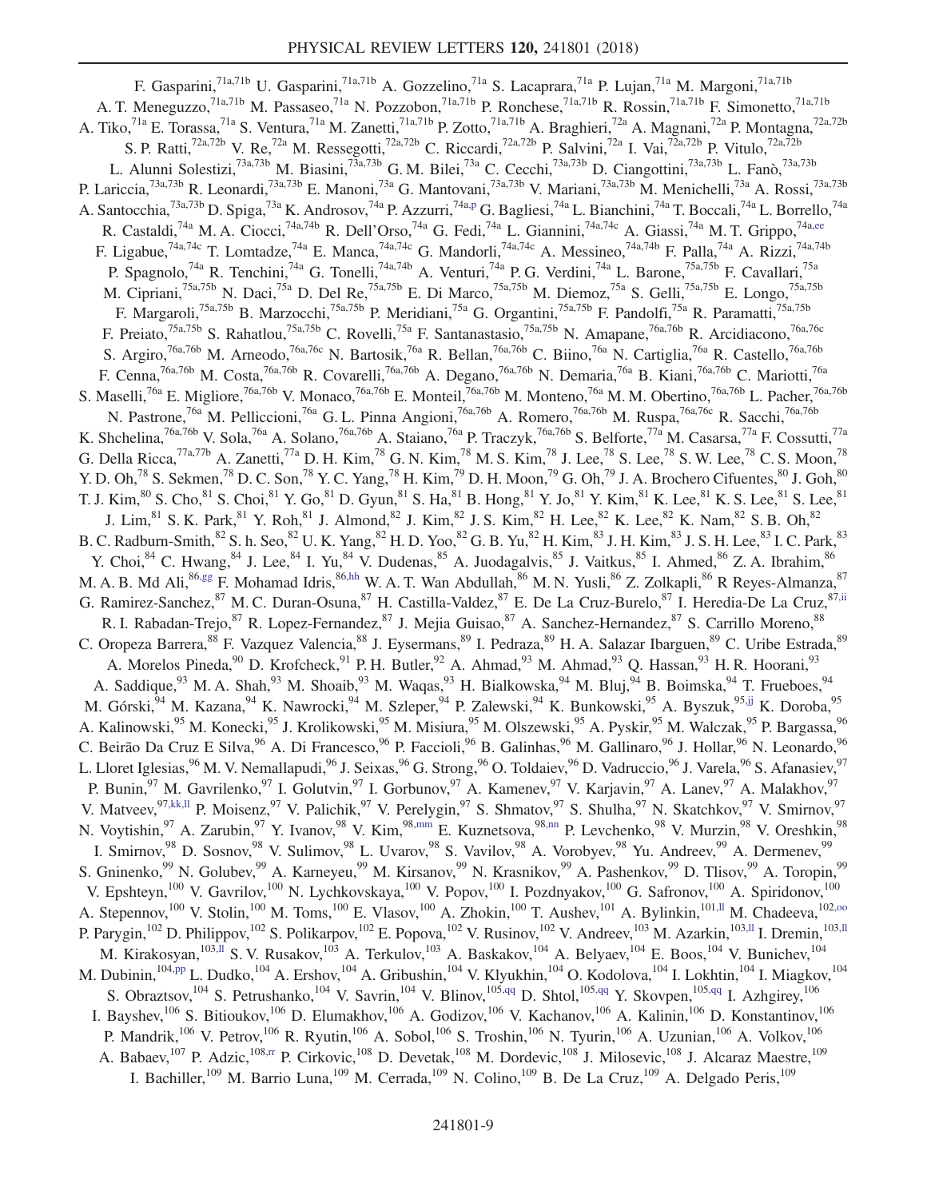F. Gasparini,[71a,71b] U. Gasparini,[71a,71b] A. Gozzelino,[71a] S. Lacaprara,[71a] P. Lujan,[71a] M. Margoni,[71a,71b] A. T. Meneguzzo,[71a,71b] M. Passaseo,[71a] N. Pozzobon,[71a,71b] P. Ronchese,[71a,71b] R. Rossin,[71a,71b] F. Simonetto,[71a,71b] A. Tiko,[71a] E. Torassa,[71a] S. Ventura,[71a] M. Zanetti,[71a,71b] P. Zotto,[71a,71b] A. Braghieri,[72a] A. Magnani,[72a] P. Montagna,[72a,72b] S. P. Ratti,[72a,72b] V. Re,[72a] M. Ressegotti,[72a,72b] C. Riccardi,[72a,72b] P. Salvini,[72a] I. Vai,[72a,72b] P. Vitulo,[72a,72b] L. Alunni Solestizi,[73a,73b] M. Biasini,[73a,73b] G. M. Bilei,[73a] C. Cecchi,[73a,73b] D. Ciangottini,[73a,73b] L. Fanò,[73a,73b] P. Lariccia,[73a,73b] R. Leonardi,[73a,73b] E. Manoni,[73a] G. Mantovani,[73a,73b] V. Mariani,[73a,73b] M. Menichelli,[73a] A. Rossi,[73a,73b] A. Santocchia,[73a,73b] D. Spiga,[73a] K. Androsov,[74a] P. Azzurri,[74a,p] G. Bagliesi,[74a] L. Bianchini,[74a] T. Boccali,[74a] L. Borrello,[74a] R. Castaldi,[74a] M. A. Ciocci,[74a,74b] R. Dell'Orso,[74a] G. Fedi,[74a] L. Giannini,[74a,74c] A. Giassi,[74a] M. T. Grippo,[74a,ee] F. Ligabue,[74a,74c] T. Lomtadze,[74a] E. Manca,[74a,74c] G. Mandorli,[74a,74c] A. Messineo,[74a,74b] F. Palla,[74a] A. Rizzi,[74a,74b] P. Spagnolo,[74a] R. Tenchini,[74a] G. Tonelli,[74a,74b] A. Venturi,[74a] P. G. Verdini,[74a] L. Barone,[75a,75b] F. Cavallari,[75a] M. Cipriani,[75a,75b] N. Daci,[75a] D. Del Re,[75a,75b] E. Di Marco,[75a,75b] M. Diemoz,[75a] S. Gelli,[75a,75b] E. Longo,[75a,75b] F. Margaroli,[75a,75b] B. Marzocchi,[75a,75b] P. Meridiani,[75a] G. Organtini,[75a,75b] F. Pandolfi,[75a] R. Paramatti,[75a,75b] F. Preiato,[75a,75b] S. Rahatlou,[75a,75b] C. Rovelli,[75a] F. Santanastasio,[75a,75b] N. Amapane,[76a,76b] R. Arcidiacono,[76a,76c] S. Argiro,[76a,76b] M. Arneodo,[76a,76c] N. Bartosik,[76a] R. Bellan,[76a,76b] C. Biino,[76a] N. Cartiglia,[76a] R. Castello,[76a,76b] F. Cenna,[76a,76b] M. Costa,[76a,76b] R. Covarelli,[76a,76b] A. Degano,[76a,76b] N. Demaria,[76a] B. Kiani,[76a,76b] C. Mariotti,[76a] S. Maselli,[76a] E. Migliore,[76a,76b] V. Monaco,[76a,76b] E. Monteil,[76a,76b] M. Monteno,[76a] M. M. Obertino,[76a,76b] L. Pacher,[76a,76b] N. Pastrone,[76a] M. Pelliccioni,[76a] G. L. Pinna Angioni,[76a,76b] A. Romero,[76a,76b] M. Ruspa,[76a,76c] R. Sacchi,[76a,76b] K. Shchelina,[76a,76b] V. Sola,[76a] A. Solano,[76a,76b] A. Staiano,[76a] P. Traczyk,[76a,76b] S. Belforte,[77a] M. Casarsa,[77a] F. Cossutti,[77a] G. Della Ricca,[77a,77b] A. Zanetti,[77a] D. H. Kim,[78] G. N. Kim,[78] M. S. Kim,[78] J. Lee,[78] S. Lee,[78] S. W. Lee,[78] C. S. Moon,[78] Y. D. Oh,[78] S. Sekmen,[78] D. C. Son,[78] Y. C. Yang,[78] H. Kim,[79] D. H. Moon,[79] G. Oh,[79] J. A. Brochero Cifuentes,[80] J. Goh,[80] T. J. Kim,[80] S. Cho,[81] S. Choi,[81] Y. Go,[81] D. Gyun,[81] S. Ha,[81] B. Hong,[81] Y. Jo,[81] Y. Kim,[81] K. Lee,[81] K. S. Lee,[81] S. Lee,[81] J. Lim,[81] S. K. Park,[81] Y. Roh,[81] J. Almond,[82] J. Kim,[82] J. S. Kim,[82] H. Lee,[82] K. Lee,[82] K. Nam,[82] S. B. Oh,[82] B. C. Radburn-Smith,[82] S. h. Seo,[82] U. K. Yang,[82] H. D. Yoo,[82] G. B. Yu,[82] H. Kim,[83] J. H. Kim,[83] J. S. H. Lee,[83] I. C. Park,[83] Y. Choi,[84] C. Hwang,[84] J. Lee,[84] I. Yu,[84] V. Dudenas,[85] A. Juodagalvis,[85] J. Vaitkus,[85] I. Ahmed,[86] Z. A. Ibrahim,[86] M. A. B. Md Ali,[86,gg] F. Mohamad Idris,[86,hh] W. A. T. Wan Abdullah,[86] M. N. Yusli,[86] Z. Zolkapli,[86] R Reyes-Almanza,[87] G. Ramirez-Sanchez,[87] M. C. Duran-Osuna,[87] H. Castilla-Valdez,[87] E. De La Cruz-Burelo,[87] I. Heredia-De La Cruz,[87,ii] R. I. Rabadan-Trejo,[87] R. Lopez-Fernandez,[87] J. Mejia Guisao,[87] A. Sanchez-Hernandez,[87] S. Carrillo Moreno,[88] C. Oropeza Barrera,[88] F. Vazquez Valencia,[88] J. Eysermans,[89] I. Pedraza,[89] H. A. Salazar Ibarguen,[89] C. Uribe Estrada,[89] A. Morelos Pineda,[90] D. Krofcheck,[91] P. H. Butler,[92] A. Ahmad,[93] M. Ahmad,[93] Q. Hassan,[93] H. R. Hoorani,[93] A. Saddique,[93] M. A. Shah,[93] M. Shoaib,[93] M. Waqas,[93] H. Bialkowska,[94] M. Bluj,[94] B. Boimska,[94] T. Frueboes,[94] M. Górski,[94] M. Kazana,[94] K. Nawrocki,[94] M. Szleper,[94] P. Zalewski,[94] K. Bunkowski,[95] A. Byszuk,[95,jj] K. Doroba,[95] A. Kalinowski,[95] M. Konecki,[95] J. Krolikowski,[95] M. Misiura,[95] M. Olszewski,[95] A. Pyskir,[95] M. Walczak,[95] P. Bargassa,[96] C. Beirão Da Cruz E Silva,[96] A. Di Francesco,[96] P. Faccioli,[96] B. Galinhas,[96] M. Gallinaro,[96] J. Hollar,[96] N. Leonardo,[96] L. Lloret Iglesias,[96] M. V. Nemallapudi,[96] J. Seixas,[96] G. Strong,[96] O. Toldaiev,[96] D. Vadruccio,[96] J. Varela,[96] S. Afanasiev,[97] P. Bunin,[97] M. Gavrilenko,[97] I. Golutvin,[97] I. Gorbunov,[97] A. Kamenev,[97] V. Karjavin,[97] A. Lanev,[97] A. Malakhov,[97] V. Matveev,[97,kk,ll] P. Moisenz,[97] V. Palichik,[97] V. Perelygin,[97] S. Shmatov,[97] S. Shulha,[97] N. Skatchkov,[97] V. Smirnov,[97] N. Voytishin,[97] A. Zarubin,[97] Y. Ivanov,[98] V. Kim,[98,mm] E. Kuznetsova,[98,nn] P. Levchenko,[98] V. Murzin,[98] V. Oreshkin,[98] I. Smirnov,[98] D. Sosnov,[98] V. Sulimov,[98] L. Uvarov,[98] S. Vavilov,[98] A. Vorobyev,[98] Yu. Andreev,[99] A. Dermenev,[99] S. Gninenko,[99] N. Golubev,[99] A. Karneyeu,[99] M. Kirsanov,[99] N. Krasnikov,[99] A. Pashenkov,[99] D. Tlisov,[99] A. Toropin,[99] V. Epshteyn,[100] V. Gavrilov,[100] N. Lychkovskaya,[100] V. Popov,[100] I. Pozdnyakov,[100] G. Safronov,[100] A. Spiridonov,[100] A. Stepennov,[100] V. Stolin,[100] M. Toms,[100] E. Vlasov,[100] A. Zhokin,[100] T. Aushev,[101] A. Bylinkin,[101,ll] M. Chadeeva,[102,oo] P. Parygin,[102] D. Philippov,[102] S. Polikarpov,[102] E. Popova,[102] V. Rusinov,[102] V. Andreev,[103] M. Azarkin,[103,ll] I. Dremin,[103,ll] M. Kirakosyan,[103,ll] S. V. Rusakov,[103] A. Terkulov,[103] A. Baskakov,[104] A. Belyaev,[104] E. Boos,[104] V. Bunichev,[104] M. Dubinin,[104,pp] L. Dudko,[104] A. Ershov,[104] A. Gribushin,[104] V. Klyukhin,[104] O. Kodolova,[104] I. Lokhtin,[104] I. Miagkov,[104] S. Obraztsov,[104] S. Petrushanko,[104] V. Savrin,[104] V. Blinov,[105,qq] D. Shtol,[105,qq] Y. Skovpen,[105,qq] I. Azhgirey,[106] I. Bayshev,[106] S. Bitioukov,[106] D. Elumakhov,[106] A. Godizov,[106] V. Kachanov,[106] A. Kalinin,[106] D. Konstantinov,[106] P. Mandrik,[106] V. Petrov,[106] R. Ryutin,[106] A. Sobol,[106] S. Troshin,[106] N. Tyurin,[106] A. Uzunian,[106] A. Volkov,[106] A. Babaev,[107] P. Adzic,[108,rr] P. Cirkovic,[108] D. Devetak,[108] M. Dordevic,[108] J. Milosevic,[108] J. Alcaraz Maestre,[109] I. Bachiller,[109] M. Barrio Luna,[109] M. Cerrada,[109] N. Colino,[109] B. De La Cruz,[109] A. Delgado Peris,[109]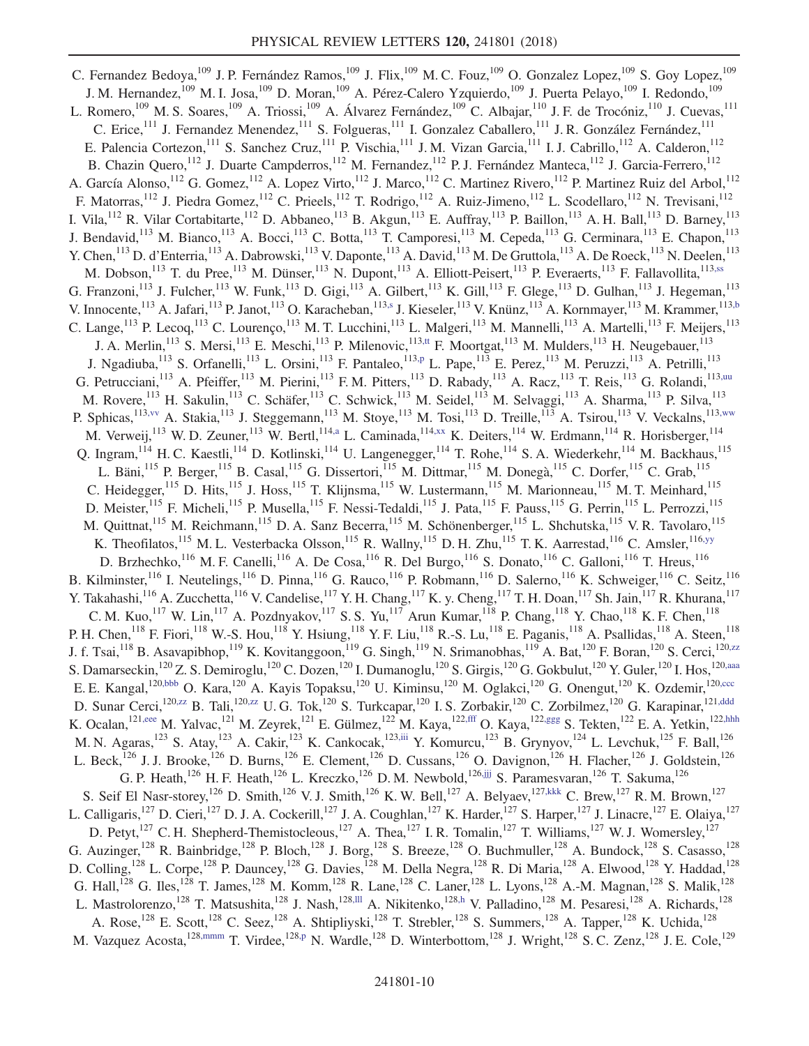C. Fernandez Bedoya,[109] J. P. Fernández Ramos,[109] J. Flix,[109] M. C. Fouz,[109] O. Gonzalez Lopez,[109] S. Goy Lopez,[109] J. M. Hernandez,[109] M. I. Josa,[109] D. Moran,[109] A. Pérez-Calero Yzquierdo,[109] J. Puerta Pelayo,[109] I. Redondo,[109] L. Romero,[109] M. S. Soares,[109] A. Triossi,[109] A. Álvarez Fernández,[109] C. Albajar,[110] J. F. de Trocóniz,[110] J. Cuevas,[111] C. Erice,[111] J. Fernandez Menendez,[111] S. Folgueras,[111] I. Gonzalez Caballero,[111] J. R. González Fernández,[111] E. Palencia Cortezon,[111] S. Sanchez Cruz,[111] P. Vischia,[111] J. M. Vizan Garcia,[111] I. J. Cabrillo,[112] A. Calderon,[112] B. Chazin Quero,[112] J. Duarte Campderros,[112] M. Fernandez,[112] P. J. Fernández Manteca,[112] J. Garcia-Ferrero,[112] A. García Alonso,[112] G. Gomez,[112] A. Lopez Virto,[112] J. Marco,[112] C. Martinez Rivero,[112] P. Martinez Ruiz del Arbol,[112] F. Matorras,[112] J. Piedra Gomez,[112] C. Prieels,[112] T. Rodrigo,[112] A. Ruiz-Jimeno,[112] L. Scodellaro,[112] N. Trevisani,[112] I. Vila,[112] R. Vilar Cortabitarte,[112] D. Abbaneo,[113] B. Akgun,[113] E. Auffray,[113] P. Baillon,[113] A. H. Ball,[113] D. Barney,[113] J. Bendavid,[113] M. Bianco,[113] A. Bocci,[113] C. Botta,[113] T. Camporesi,[113] M. Cepeda,[113] G. Cerminara,[113] E. Chapon,[113] Y. Chen,[113] D. d'Enterria,[113] A. Dabrowski,[113] V. Daponte,[113] A. David,[113] M. De Gruttola,[113] A. De Roeck,[113] N. Deelen,[113] M. Dobson,[113] T. du Pree,[113] M. Dünser,[113] N. Dupont,[113] A. Elliott-Peisert,[113] P. Everaerts,[113] F. Fallavollita,[113,ss] G. Franzoni,[113] J. Fulcher,[113] W. Funk,[113] D. Gigi,[113] A. Gilbert,[113] K. Gill,[113] F. Glege,[113] D. Gulhan,[113] J. Hegeman,[113] V. Innocente,[113] A. Jafari,[113] P. Janot,[113] O. Karacheban,[113,s] J. Kieseler,[113] V. Knünz,[113] A. Kornmayer,[113] M. Krammer,[113,b] C. Lange,[113] P. Lecoq,[113] C. Lourenço,[113] M. T. Lucchini,[113] L. Malgeri,[113] M. Mannelli,[113] A. Martelli,[113] F. Meijers,[113] J. A. Merlin,[113] S. Mersi,[113] E. Meschi,[113] P. Milenovic,[113,tt] F. Moortgat,[113] M. Mulders,[113] H. Neugebauer,[113] J. Ngadiuba,[113] S. Orfanelli,[113] L. Orsini,[113] F. Pantaleo,[113,p] L. Pape,[113] E. Perez,[113] M. Peruzzi,[113] A. Petrilli,[113] G. Petrucciani,[113] A. Pfeiffer,[113] M. Pierini,[113] F. M. Pitters,[113] D. Rabady,[113] A. Racz,[113] T. Reis,[113] G. Rolandi,[113,uu] M. Rovere,[113] H. Sakulin,[113] C. Schäfer,[113] C. Schwick,[113] M. Seidel,[113] M. Selvaggi,[113] A. Sharma,[113] P. Silva,[113] P. Sphicas,[113,vv] A. Stakia,[113] J. Steggemann,[113] M. Stoye,[113] M. Tosi,[113] D. Treille,[113] A. Tsirou,[113] V. Veckalns,[113,ww] M. Verweij,[113] W. D. Zeuner,[113] W. Bertl,[114,a] L. Caminada,[114,xx] K. Deiters,[114] W. Erdmann,[114] R. Horisberger,[114] Q. Ingram,[114] H. C. Kaestli,[114] D. Kotlinski,[114] U. Langenegger,[114] T. Rohe,[114] S. A. Wiederkehr,[114] M. Backhaus,[115] L. Bäni,[115] P. Berger,[115] B. Casal,[115] G. Dissertori,[115] M. Dittmar,[115] M. Donegà,[115] C. Dorfer,[115] C. Grab,[115] C. Heidegger,[115] D. Hits,[115] J. Hoss,[115] T. Klijnsma,[115] W. Lustermann,[115] M. Marionneau,[115] M. T. Meinhard,[115] D. Meister,[115] F. Micheli,[115] P. Musella,[115] F. Nessi-Tedaldi,[115] J. Pata,[115] F. Pauss,[115] G. Perrin,[115] L. Perrozzi,[115] M. Quittnat,[115] M. Reichmann,[115] D. A. Sanz Becerra,[115] M. Schönenberger,[115] L. Shchutska,[115] V. R. Tavolaro,[115] K. Theofilatos,[115] M. L. Vesterbacka Olsson,[115] R. Wallny,[115] D. H. Zhu,[115] T. K. Aarrestad,[116] C. Amsler,[116,yy] D. Brzhechko,[116] M. F. Canelli,[116] A. De Cosa,[116] R. Del Burgo,[116] S. Donato,[116] C. Galloni,[116] T. Hreus,[116] B. Kilminster,[116] I. Neutelings,[116] D. Pinna,[116] G. Rauco,[116] P. Robmann,[116] D. Salerno,[116] K. Schweiger,[116] C. Seitz,[116] Y. Takahashi,[116] A. Zucchetta,[116] V. Candelise,[117] Y. H. Chang,[117] K. y. Cheng,[117] T. H. Doan,[117] Sh. Jain,[117] R. Khurana,[117] C. M. Kuo,[117] W. Lin,[117] A. Pozdnyakov,[117] S. S. Yu,[117] Arun Kumar,[118] P. Chang,[118] Y. Chao,[118] K. F. Chen,[118] P. H. Chen,[118] F. Fiori,[118] W.-S. Hou,[118] Y. Hsiung,[118] Y. F. Liu,[118] R.-S. Lu,[118] E. Paganis,[118] A. Psallidas,[118] A. Steen,[118] J. f. Tsai,[118] B. Asavapibhop,[119] K. Kovitanggoon,[119] G. Singh,[119] N. Srimanobhas,[119] A. Bat,[120] F. Boran,[120] S. Cerci,[120,zz] S. Damarseckin,[120] Z. S. Demiroglu,[120] C. Dozen,[120] I. Dumanoglu,[120] S. Girgis,[120] G. Gokbulut,[120] Y. Guler,[120] I. Hos,[120,aaa] E. E. Kangal,[120,bbb] O. Kara,[120] A. Kayis Topaksu,[120] U. Kiminsu,[120] M. Oglakci,[120] G. Onengut,[120] K. Ozdemir,[120,ccc] D. Sunar Cerci,[120,zz] B. Tali,[120,zz] U. G. Tok,[120] S. Turkcapar,[120] I. S. Zorbakir,[120] C. Zorbilmez,[120] G. Karapinar,[121,ddd] K. Ocalan,[121,eee] M. Yalvac,[121] M. Zeyrek,[121] E. Gülmez,[122] M. Kaya,[122,fff] O. Kaya,[122,ggg] S. Tekten,[122] E. A. Yetkin,[122,hhh] M. N. Agaras,[123] S. Atay,[123] A. Cakir,[123] K. Cankocak,[123,iii] Y. Komurcu,[123] B. Grynyov,[124] L. Levchuk,[125] F. Ball,[126] L. Beck,[126] J. J. Brooke,[126] D. Burns,[126] E. Clement,[126] D. Cussans,[126] O. Davignon,[126] H. Flacher,[126] J. Goldstein,[126] G. P. Heath,[126] H. F. Heath,[126] L. Kreczko,[126] D. M. Newbold,[126,jjj] S. Paramesvaran,[126] T. Sakuma,[126] S. Seif El Nasr-storey,[126] D. Smith,[126] V. J. Smith,[126] K. W. Bell,[127] A. Belyaev,[127,kkk] C. Brew,[127] R. M. Brown,[127] L. Calligaris,[127] D. Cieri,[127] D. J. A. Cockerill,[127] J. A. Coughlan,[127] K. Harder,[127] S. Harper,[127] J. Linacre,[127] E. Olaiya,[127] D. Petyt,[127] C. H. Shepherd-Themistocleous,[127] A. Thea,[127] I. R. Tomalin,[127] T. Williams,[127] W. J. Womersley,[127] G. Auzinger,[128] R. Bainbridge,[128] P. Bloch,[128] J. Borg,[128] S. Breeze,[128] O. Buchmuller,[128] A. Bundock,[128] S. Casasso,[128] D. Colling,[128] L. Corpe,[128] P. Dauncey,[128] G. Davies,[128] M. Della Negra,[128] R. Di Maria,[128] A. Elwood,[128] Y. Haddad,[128] G. Hall,[128] G. Iles,[128] T. James,[128] M. Komm,[128] R. Lane,[128] C. Laner,[128] L. Lyons,[128] A.-M. Magnan,[128] S. Malik,[128] L. Mastrolorenzo,[128] T. Matsushita,[128] J. Nash,[128,lll] A. Nikitenko,[128,h] V. Palladino,[128] M. Pesaresi,[128] A. Richards,[128] A. Rose,[128] E. Scott,[128] C. Seez,[128] A. Shtipliyski,[128] T. Strebler,[128] S. Summers,[128] A. Tapper,[128] K. Uchida,[128] M. Vazquez Acosta,[128,mmm] T. Virdee,[128,p] N. Wardle,[128] D. Winterbottom,[128] J. Wright,[128] S. C. Zenz,[128] J. E. Cole,[129]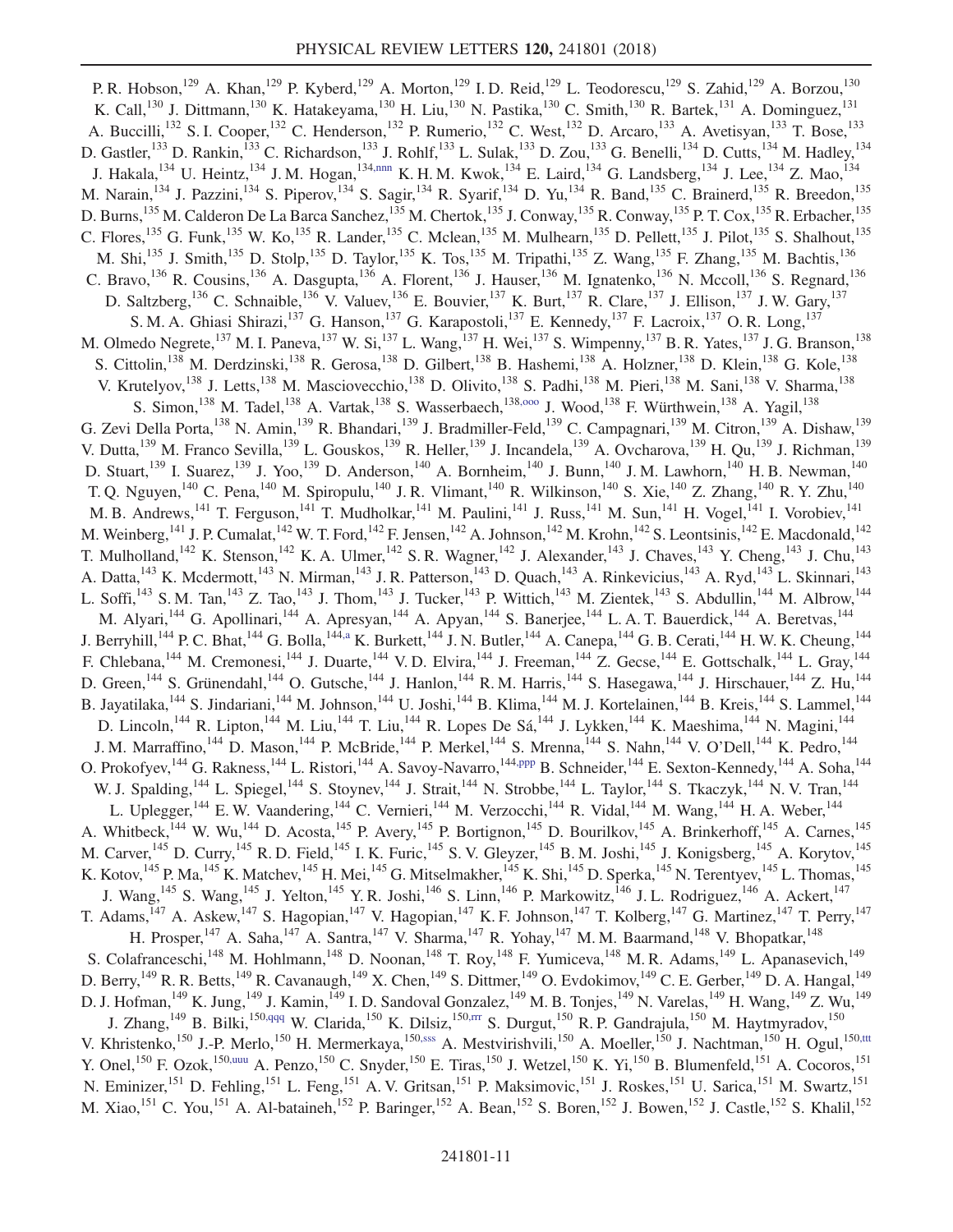P. R. Hobson,[129] A. Khan,[129] P. Kyberd,[129] A. Morton,[129] I. D. Reid,[129] L. Teodorescu,[129] S. Zahid,[129] A. Borzou,[130] K. Call,[130] J. Dittmann,[130] K. Hatakeyama,[130] H. Liu,[130] N. Pastika,[130] C. Smith,[130] R. Bartek,[131] A. Dominguez,[131] A. Buccilli,[132] S. I. Cooper,[132] C. Henderson,[132] P. Rumerio,[132] C. West,[132] D. Arcaro,[133] A. Avetisyan,[133] T. Bose,[133] D. Gastler,[133] D. Rankin,[133] C. Richardson,[133] J. Rohlf,[133] L. Sulak,[133] D. Zou,[133] G. Benelli,[134] D. Cutts,[134] M. Hadley,[134] J. Hakala,[134] U. Heintz,[134] J. M. Hogan,[134,nnn] K. H. M. Kwok,[134] E. Laird,[134] G. Landsberg,[134] J. Lee,[134] Z. Mao,[134] M. Narain,[134] J. Pazzini,[134] S. Piperov,[134] S. Sagir,[134] R. Syarif,[134] D. Yu,[134] R. Band,[135] C. Brainerd,[135] R. Breedon,[135] D. Burns,[135] M. Calderon De La Barca Sanchez,[135] M. Chertok,[135] J. Conway,[135] R. Conway,[135] P. T. Cox,[135] R. Erbacher,[135] C. Flores,[135] G. Funk,[135] W. Ko,[135] R. Lander,[135] C. Mclean,[135] M. Mulhearn,[135] D. Pellett,[135] J. Pilot,[135] S. Shalhout,[135] M. Shi,[135] J. Smith,[135] D. Stolp,[135] D. Taylor,[135] K. Tos,[135] M. Tripathi,[135] Z. Wang,[135] F. Zhang,[135] M. Bachtis,[136] C. Bravo,[136] R. Cousins,[136] A. Dasgupta,[136] A. Florent,[136] J. Hauser,[136] M. Ignatenko,[136] N. Mccoll,[136] S. Regnard,[136] D. Saltzberg,[136] C. Schnaible,[136] V. Valuev,[136] E. Bouvier,[137] K. Burt,[137] R. Clare,[137] J. Ellison,[137] J. W. Gary,[137] S. M. A. Ghiasi Shirazi,[137] G. Hanson,[137] G. Karapostoli,[137] E. Kennedy,[137] F. Lacroix,[137] O. R. Long,[137] M. Olmedo Negrete,[137] M. I. Paneva,[137] W. Si,[137] L. Wang,[137] H. Wei,[137] S. Wimpenny,[137] B. R. Yates,[137] J. G. Branson,[138] S. Cittolin,[138] M. Derdzinski,[138] R. Gerosa,[138] D. Gilbert,[138] B. Hashemi,[138] A. Holzner,[138] D. Klein,[138] G. Kole,[138] V. Krutelyov,[138] J. Letts,[138] M. Masciovecchio,[138] D. Olivito,[138] S. Padhi,[138] M. Pieri,[138] M. Sani,[138] V. Sharma,[138] S. Simon,[138] M. Tadel,[138] A. Vartak,[138] S. Wasserbaech,[138,ooo] J. Wood,[138] F. Würthwein,[138] A. Yagil,[138] G. Zevi Della Porta,[138] N. Amin,[139] R. Bhandari,[139] J. Bradmiller-Feld,[139] C. Campagnari,[139] M. Citron,[139] A. Dishaw,[139] V. Dutta,[139] M. Franco Sevilla,[139] L. Gouskos,[139] R. Heller,[139] J. Incandela,[139] A. Ovcharova,[139] H. Qu,[139] J. Richman,[139] D. Stuart,[139] I. Suarez,[139] J. Yoo,[139] D. Anderson,[140] A. Bornheim,[140] J. Bunn,[140] J. M. Lawhorn,[140] H. B. Newman,[140] T. Q. Nguyen,[140] C. Pena,[140] M. Spiropulu,[140] J. R. Vlimant,[140] R. Wilkinson,[140] S. Xie,[140] Z. Zhang,[140] R. Y. Zhu,[140] M. B. Andrews,[141] T. Ferguson,[141] T. Mudholkar,[141] M. Paulini,[141] J. Russ,[141] M. Sun,[141] H. Vogel,[141] I. Vorobiev,[141] M. Weinberg,[141] J. P. Cumalat,[142] W. T. Ford,[142] F. Jensen,[142] A. Johnson,[142] M. Krohn,[142] S. Leontsinis,[142] E. Macdonald,[142] T. Mulholland,[142] K. Stenson,[142] K. A. Ulmer,[142] S. R. Wagner,[142] J. Alexander,[143] J. Chaves,[143] Y. Cheng,[143] J. Chu,[143] A. Datta,[143] K. Mcdermott,[143] N. Mirman,[143] J. R. Patterson,[143] D. Quach,[143] A. Rinkevicius,[143] A. Ryd,[143] L. Skinnari,[143] L. Soffi,[143] S. M. Tan,[143] Z. Tao,[143] J. Thom,[143] J. Tucker,[143] P. Wittich,[143] M. Zientek,[143] S. Abdullin,[144] M. Albrow,[144] M. Alyari,[144] G. Apollinari,[144] A. Apresyan,[144] A. Apyan,[144] S. Banerjee,[144] L. A. T. Bauerdick,[144] A. Beretvas,[144] J. Berryhill,[144] P. C. Bhat,[144] G. Bolla,[144,a] K. Burkett,[144] J. N. Butler,[144] A. Canepa,[144] G. B. Cerati,[144] H. W. K. Cheung,[144] F. Chlebana,[144] M. Cremonesi,[144] J. Duarte,[144] V. D. Elvira,[144] J. Freeman,[144] Z. Gecse,[144] E. Gottschalk,[144] L. Gray,[144] D. Green,[144] S. Grünendahl,[144] O. Gutsche,[144] J. Hanlon,[144] R. M. Harris,[144] S. Hasegawa,[144] J. Hirschauer,[144] Z. Hu,[144] B. Jayatilaka,[144] S. Jindariani,[144] M. Johnson,[144] U. Joshi,[144] B. Klima,[144] M. J. Kortelainen,[144] B. Kreis,[144] S. Lammel,[144] D. Lincoln,[144] R. Lipton,[144] M. Liu,[144] T. Liu,[144] R. Lopes De Sá,[144] J. Lykken,[144] K. Maeshima,[144] N. Magini,[144] J. M. Marraffino,[144] D. Mason,[144] P. McBride,[144] P. Merkel,[144] S. Mrenna,[144] S. Nahn,[144] V. O'Dell,[144] K. Pedro,[144] O. Prokofyev,[144] G. Rakness,[144] L. Ristori,[144] A. Savoy-Navarro,[144,ppp] B. Schneider,[144] E. Sexton-Kennedy,[144] A. Soha,[144] W. J. Spalding,[144] L. Spiegel,[144] S. Stoynev,[144] J. Strait,[144] N. Strobbe,[144] L. Taylor,[144] S. Tkaczyk,[144] N. V. Tran,[144] L. Uplegger,[144] E. W. Vaandering,[144] C. Vernieri,[144] M. Verzocchi,[144] R. Vidal,[144] M. Wang,[144] H. A. Weber,[144] A. Whitbeck,[144] W. Wu,[144] D. Acosta,[145] P. Avery,[145] P. Bortignon,[145] D. Bourilkov,[145] A. Brinkerhoff,[145] A. Carnes,[145] M. Carver,[145] D. Curry,[145] R. D. Field,[145] I. K. Furic,[145] S. V. Gleyzer,[145] B. M. Joshi,[145] J. Konigsberg,[145] A. Korytov,[145] K. Kotov,[145] P. Ma,[145] K. Matchev,[145] H. Mei,[145] G. Mitselmakher,[145] K. Shi,[145] D. Sperka,[145] N. Terentyev,[145] L. Thomas,[145] J. Wang,[145] S. Wang,[145] J. Yelton,[145] Y. R. Joshi,[146] S. Linn,[146] P. Markowitz,[146] J. L. Rodriguez,[146] A. Ackert,[147] T. Adams,[147] A. Askew,[147] S. Hagopian,[147] V. Hagopian,[147] K. F. Johnson,[147] T. Kolberg,[147] G. Martinez,[147] T. Perry,[147] H. Prosper,[147] A. Saha,[147] A. Santra,[147] V. Sharma,[147] R. Yohay,[147] M. M. Baarmand,[148] V. Bhopatkar,[148] S. Colafranceschi,[148] M. Hohlmann,[148] D. Noonan,[148] T. Roy,[148] F. Yumiceva,[148] M. R. Adams,[149] L. Apanasevich,[149] D. Berry,[149] R. R. Betts,[149] R. Cavanaugh,[149] X. Chen,[149] S. Dittmer,[149] O. Evdokimov,[149] C. E. Gerber,[149] D. A. Hangal,[149] D. J. Hofman,[149] K. Jung,[149] J. Kamin,[149] I. D. Sandoval Gonzalez,[149] M. B. Tonjes,[149] N. Varelas,[149] H. Wang,[149] Z. Wu,[149] J. Zhang,[149] B. Bilki,[150,qqq] W. Clarida,[150] K. Dilsiz,[150,rrr] S. Durgut,[150] R. P. Gandrajula,[150] M. Haytmyradov,[150] V. Khristenko,[150] J.-P. Merlo,[150] H. Mermerkaya,[150,sss] A. Mestvirishvili,[150] A. Moeller,[150] J. Nachtman,[150] H. Ogul,[150,ttt] Y. Onel,[150] F. Ozok,[150,uuu] A. Penzo,[150] C. Snyder,[150] E. Tiras,[150] J. Wetzel,[150] K. Yi,[150] B. Blumenfeld,[151] A. Cocoros,[151] N. Eminizer,[151] D. Fehling,[151] L. Feng,[151] A. V. Gritsan,[151] P. Maksimovic,[151] J. Roskes,[151] U. Sarica,[151] M. Swartz,[151] M. Xiao,[151] C. You,[151] A. Al-bataineh,[152] P. Baringer,[152] A. Bean,[152] S. Boren,[152] J. Bowen,[152] J. Castle,[152] S. Khalil,[152]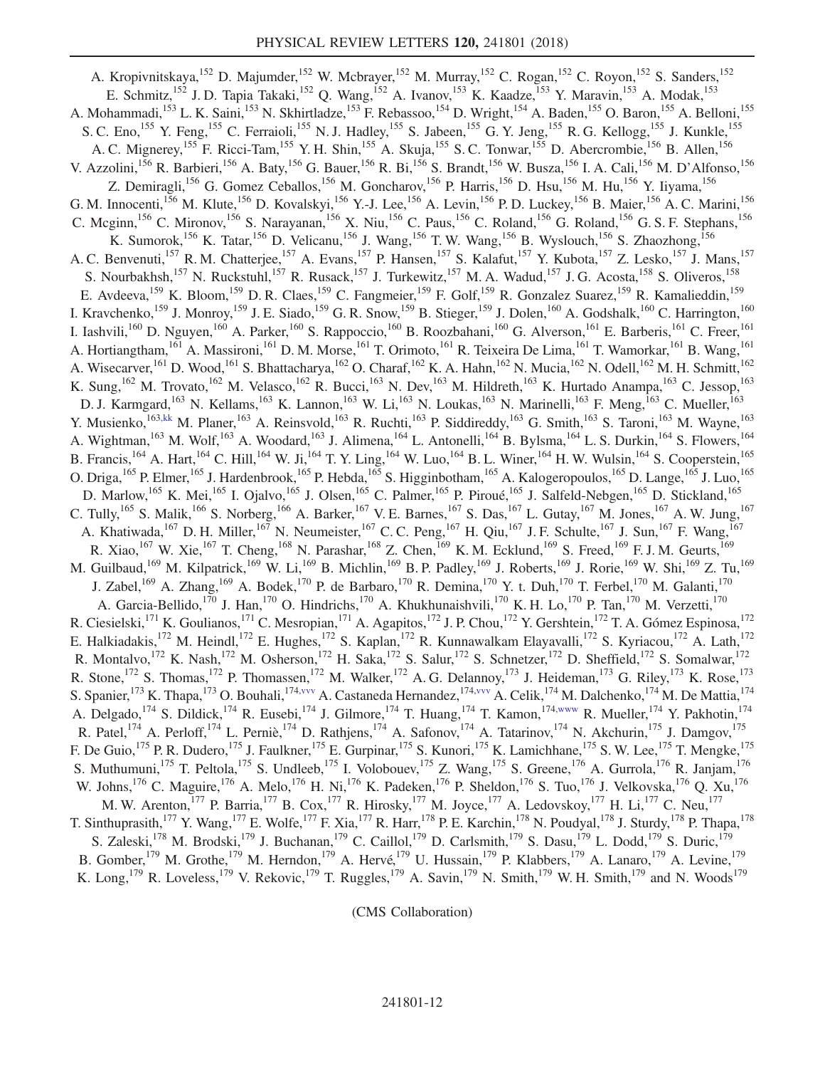A. Kropivnitskaya,[152] D. Majumder,[152] W. Mcbrayer,[152] M. Murray,[152] C. Rogan,[152] C. Royon,[152] S. Sanders,[152] E. Schmitz,[152] J. D. Tapia Takaki,[152] Q. Wang,[152] A. Ivanov,[153] K. Kaadze,[153] Y. Maravin,[153] A. Modak,[153] A. Mohammadi,[153] L. K. Saini,[153] N. Skhirtladze,[153] F. Rebassoo,[154] D. Wright,[154] A. Baden,[155] O. Baron,[155] A. Belloni,[155] S. C. Eno,[155] Y. Feng,[155] C. Ferraioli,[155] N. J. Hadley,[155] S. Jabeen,[155] G. Y. Jeng,[155] R. G. Kellogg,[155] J. Kunkle,[155] A. C. Mignerey,[155] F. Ricci-Tam,[155] Y. H. Shin,[155] A. Skuja,[155] S. C. Tonwar,[155] D. Abercrombie,[156] B. Allen,[156] V. Azzolini,[156] R. Barbieri,[156] A. Baty,[156] G. Bauer,[156] R. Bi,[156] S. Brandt,[156] W. Busza,[156] I. A. Cali,[156] M. D'Alfonso,[156] Z. Demiragli,[156] G. Gomez Ceballos,[156] M. Goncharov,[156] P. Harris,[156] D. Hsu,[156] M. Hu,[156] Y. Iiyama,[156] G. M. Innocenti,[156] M. Klute,[156] D. Kovalskyi,[156] Y.-J. Lee,[156] A. Levin,[156] P. D. Luckey,[156] B. Maier,[156] A. C. Marini,[156] C. Mcginn,[156] C. Mironov,[156] S. Narayanan,[156] X. Niu,[156] C. Paus,[156] C. Roland,[156] G. Roland,[156] G. S. F. Stephans,[156] K. Sumorok,[156] K. Tatar,[156] D. Velicanu,[156] J. Wang,[156] T. W. Wang,[156] B. Wyslouch,[156] S. Zhaozhong,[156] A. C. Benvenuti,[157] R. M. Chatterjee,[157] A. Evans,[157] P. Hansen,[157] S. Kalafut,[157] Y. Kubota,[157] Z. Lesko,[157] J. Mans,[157] S. Nourbakhsh,[157] N. Ruckstuhl,[157] R. Rusack,[157] J. Turkewitz,[157] M. A. Wadud,[157] J. G. Acosta,[158] S. Oliveros,[158] E. Avdeeva,[159] K. Bloom,[159] D. R. Claes,[159] C. Fangmeier,[159] F. Golf,[159] R. Gonzalez Suarez,[159] R. Kamalieddin,[159] I. Kravchenko,[159] J. Monroy,[159] J. E. Siado,[159] G. R. Snow,[159] B. Stieger,[159] J. Dolen,[160] A. Godshalk,[160] C. Harrington,[160] I. Iashvili,[160] D. Nguyen,[160] A. Parker,[160] S. Rappoccio,[160] B. Roozbahani,[160] G. Alverson,[161] E. Barberis,[161] C. Freer,[161] A. Hortiangtham,[161] A. Massironi,[161] D. M. Morse,[161] T. Orimoto,[161] R. Teixeira De Lima,[161] T. Wamorkar,[161] B. Wang,[161] A. Wisecarver,[161] D. Wood,[161] S. Bhattacharya,[162] O. Charaf,[162] K. A. Hahn,[162] N. Mucia,[162] N. Odell,[162] M. H. Schmitt,[162] K. Sung,[162] M. Trovato,[162] M. Velasco,[162] R. Bucci,[163] N. Dev,[163] M. Hildreth,[163] K. Hurtado Anampa,[163] C. Jessop,[163] D. J. Karmgard,[163] N. Kellams,[163] K. Lannon,[163] W. Li,[163] N. Loukas,[163] N. Marinelli,[163] F. Meng,[163] C. Mueller,[163] Y. Musienko,[163,kk] M. Planer,[163] A. Reinsvold,[163] R. Ruchti,[163] P. Siddireddy,[163] G. Smith,[163] S. Taroni,[163] M. Wayne,[163] A. Wightman,[163] M. Wolf,[163] A. Woodard,[163] J. Alimena,[164] L. Antonelli,[164] B. Bylsma,[164] L. S. Durkin,[164] S. Flowers,[164] B. Francis,[164] A. Hart,[164] C. Hill,[164] W. Ji,[164] T. Y. Ling,[164] W. Luo,[164] B. L. Winer,[164] H. W. Wulsin,[164] S. Cooperstein,[165] O. Driga,[165] P. Elmer,[165] J. Hardenbrook,[165] P. Hebda,[165] S. Higginbotham,[165] A. Kalogeropoulos,[165] D. Lange,[165] J. Luo,[165] D. Marlow,[165] K. Mei,[165] I. Ojalvo,[165] J. Olsen,[165] C. Palmer,[165] P. Piroué,[165] J. Salfeld-Nebgen,[165] D. Stickland,[165] C. Tully,[165] S. Malik,[166] S. Norberg,[166] A. Barker,[167] V. E. Barnes,[167] S. Das,[167] L. Gutay,[167] M. Jones,[167] A. W. Jung,[167] A. Khatiwada,[167] D. H. Miller,[167] N. Neumeister,[167] C. C. Peng,[167] H. Qiu,[167] J. F. Schulte,[167] J. Sun,[167] F. Wang,[167] R. Xiao,[167] W. Xie,[167] T. Cheng,[168] N. Parashar,[168] Z. Chen,[169] K. M. Ecklund,[169] S. Freed,[169] F. J. M. Geurts,[169] M. Guilbaud,[169] M. Kilpatrick,[169] W. Li,[169] B. Michlin,[169] B. P. Padley,[169] J. Roberts,[169] J. Rorie,[169] W. Shi,[169] Z. Tu,[169] J. Zabel,[169] A. Zhang,[169] A. Bodek,[170] P. de Barbaro,[170] R. Demina,[170] Y. t. Duh,[170] T. Ferbel,[170] M. Galanti,[170] A. Garcia-Bellido,[170] J. Han,[170] O. Hindrichs,[170] A. Khukhunaishvili,[170] K. H. Lo,[170] P. Tan,[170] M. Verzetti,[170] R. Ciesielski,[171] K. Goulianos,[171] C. Mesropian,[171] A. Agapitos,[172] J. P. Chou,[172] Y. Gershtein,[172] T. A. Gómez Espinosa,[172] E. Halkiadakis,[172] M. Heindl,[172] E. Hughes,[172] S. Kaplan,[172] R. Kunnawalkam Elayavalli,[172] S. Kyriacou,[172] A. Lath,[172] R. Montalvo,[172] K. Nash,[172] M. Osherson,[172] H. Saka,[172] S. Salur,[172] S. Schnetzer,[172] D. Sheffield,[172] S. Somalwar,[172] R. Stone,[172] S. Thomas,[172] P. Thomassen,[172] M. Walker,[172] A. G. Delannoy,[173] J. Heideman,[173] G. Riley,[173] K. Rose,[173] S. Spanier,[173] K. Thapa,[173] O. Bouhali,[174,vvv] A. Castaneda Hernandez,[174,vvv] A. Celik,[174] M. Dalchenko,[174] M. De Mattia,[174] A. Delgado,[174] S. Dildick,[174] R. Eusebi,[174] J. Gilmore,[174] T. Huang,[174] T. Kamon,[174,www] R. Mueller,[174] Y. Pakhotin,[174] R. Patel,[174] A. Perloff,[174] L. Perniè,[174] D. Rathjens,[174] A. Safonov,[174] A. Tatarinov,[174] N. Akchurin,[175] J. Damgov,[175] F. De Guio,[175] P. R. Dudero,[175] J. Faulkner,[175] E. Gurpinar,[175] S. Kunori,[175] K. Lamichhane,[175] S. W. Lee,[175] T. Mengke,[175] S. Muthumuni,[175] T. Peltola,[175] S. Undleeb,[175] I. Volobouev,[175] Z. Wang,[175] S. Greene,[176] A. Gurrola,[176] R. Janjam,[176] W. Johns,[176] C. Maguire,[176] A. Melo,[176] H. Ni,[176] K. Padeken,[176] P. Sheldon,[176] S. Tuo,[176] J. Velkovska,[176] Q. Xu,[176] M. W. Arenton,[177] P. Barria,[177] B. Cox,[177] R. Hirosky,[177] M. Joyce,[177] A. Ledovskoy,[177] H. Li,[177] C. Neu,[177] T. Sinthuprasith,[177] Y. Wang,[177] E. Wolfe,[177] F. Xia,[177] R. Harr,[178] P. E. Karchin,[178] N. Poudyal,[178] J. Sturdy,[178] P. Thapa,[178] S. Zaleski,[178] M. Brodski,[179] J. Buchanan,[179] C. Caillol,[179] D. Carlsmith,[179] S. Dasu,[179] L. Dodd,[179] S. Duric,[179] B. Gomber,[179] M. Grothe,[179] M. Herndon,[179] A. Hervé,[179] U. Hussain,[179] P. Klabbers,[179] A. Lanaro,[179] A. Levine,[179] K. Long,[179] R. Loveless,[179] V. Rekovic,[179] T. Ruggles,[179] A. Savin,[179] N. Smith,[179] W. H. Smith,[179] and N. Woods[179]

(CMS Collaboration)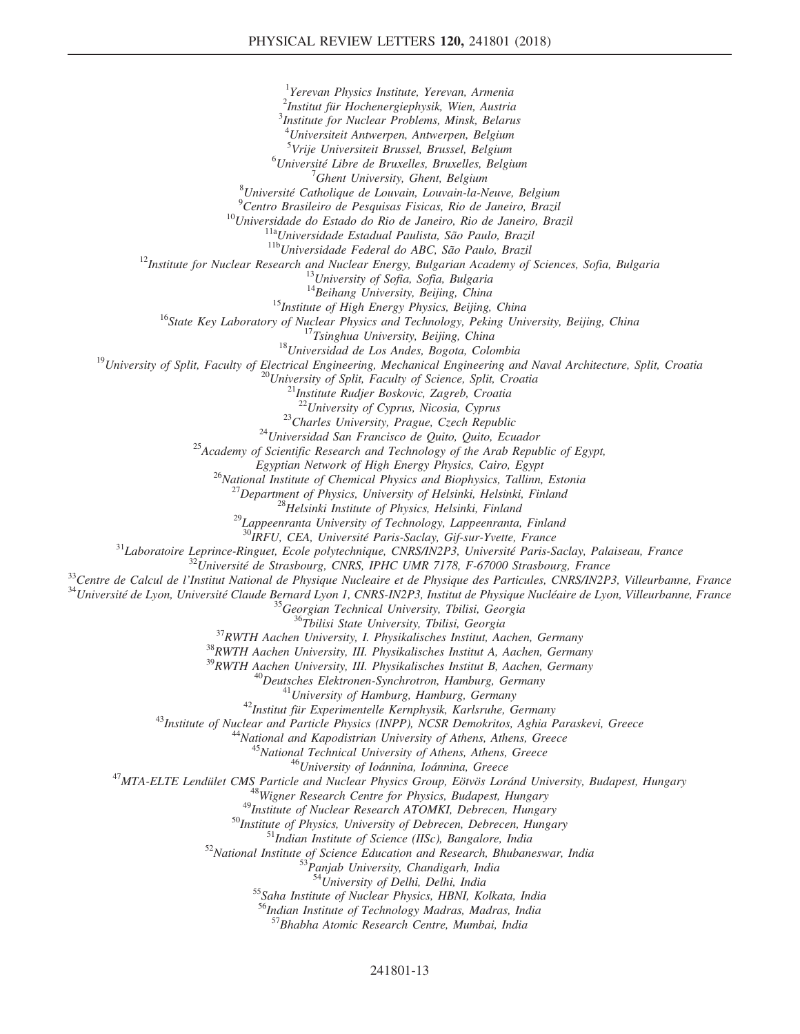[1]*Yerevan Physics Institute, Yerevan, Armenia*
[2]*Institut für Hochenergiephysik, Wien, Austria*
[3]*Institute for Nuclear Problems, Minsk, Belarus*
[4]*Universiteit Antwerpen, Antwerpen, Belgium*
[5]*Vrije Universiteit Brussel, Brussel, Belgium*
[6]*Université Libre de Bruxelles, Bruxelles, Belgium*
[7]*Ghent University, Ghent, Belgium*
[8]*Université Catholique de Louvain, Louvain-la-Neuve, Belgium*
[9]*Centro Brasileiro de Pesquisas Fisicas, Rio de Janeiro, Brazil*
[10]*Universidade do Estado do Rio de Janeiro, Rio de Janeiro, Brazil*
[11a]*Universidade Estadual Paulista, São Paulo, Brazil*
[11b]*Universidade Federal do ABC, São Paulo, Brazil*
[12]*Institute for Nuclear Research and Nuclear Energy, Bulgarian Academy of Sciences, Sofia, Bulgaria*
[13]*University of Sofia, Sofia, Bulgaria*
[14]*Beihang University, Beijing, China*
[15]*Institute of High Energy Physics, Beijing, China*
[16]*State Key Laboratory of Nuclear Physics and Technology, Peking University, Beijing, China*
[17]*Tsinghua University, Beijing, China*
[18]*Universidad de Los Andes, Bogota, Colombia*
[19]*University of Split, Faculty of Electrical Engineering, Mechanical Engineering and Naval Architecture, Split, Croatia*
[20]*University of Split, Faculty of Science, Split, Croatia*
[21]*Institute Rudjer Boskovic, Zagreb, Croatia*
[22]*University of Cyprus, Nicosia, Cyprus*
[23]*Charles University, Prague, Czech Republic*
[24]*Universidad San Francisco de Quito, Quito, Ecuador*
[25]*Academy of Scientific Research and Technology of the Arab Republic of Egypt, Egyptian Network of High Energy Physics, Cairo, Egypt*
[26]*National Institute of Chemical Physics and Biophysics, Tallinn, Estonia*
[27]*Department of Physics, University of Helsinki, Helsinki, Finland*
[28]*Helsinki Institute of Physics, Helsinki, Finland*
[29]*Lappeenranta University of Technology, Lappeenranta, Finland*
[30]*IRFU, CEA, Université Paris-Saclay, Gif-sur-Yvette, France*
[31]*Laboratoire Leprince-Ringuet, Ecole polytechnique, CNRS/IN2P3, Université Paris-Saclay, Palaiseau, France*
[32]*Université de Strasbourg, CNRS, IPHC UMR 7178, F-67000 Strasbourg, France*
[33]*Centre de Calcul de l'Institut National de Physique Nucleaire et de Physique des Particules, CNRS/IN2P3, Villeurbanne, France*
[34]*Université de Lyon, Université Claude Bernard Lyon 1, CNRS-IN2P3, Institut de Physique Nucléaire de Lyon, Villeurbanne, France*
[35]*Georgian Technical University, Tbilisi, Georgia*
[36]*Tbilisi State University, Tbilisi, Georgia*
[37]*RWTH Aachen University, I. Physikalisches Institut, Aachen, Germany*
[38]*RWTH Aachen University, III. Physikalisches Institut A, Aachen, Germany*
[39]*RWTH Aachen University, III. Physikalisches Institut B, Aachen, Germany*
[40]*Deutsches Elektronen-Synchrotron, Hamburg, Germany*
[41]*University of Hamburg, Hamburg, Germany*
[42]*Institut für Experimentelle Kernphysik, Karlsruhe, Germany*
[43]*Institute of Nuclear and Particle Physics (INPP), NCSR Demokritos, Aghia Paraskevi, Greece*
[44]*National and Kapodistrian University of Athens, Athens, Greece*
[45]*National Technical University of Athens, Athens, Greece*
[46]*University of Ioánnina, Ioánnina, Greece*
[47]*MTA-ELTE Lendület CMS Particle and Nuclear Physics Group, Eötvös Loránd University, Budapest, Hungary*
[48]*Wigner Research Centre for Physics, Budapest, Hungary*
[49]*Institute of Nuclear Research ATOMKI, Debrecen, Hungary*
[50]*Institute of Physics, University of Debrecen, Debrecen, Hungary*
[51]*Indian Institute of Science (IISc), Bangalore, India*
[52]*National Institute of Science Education and Research, Bhubaneswar, India*
[53]*Panjab University, Chandigarh, India*
[54]*University of Delhi, Delhi, India*
[55]*Saha Institute of Nuclear Physics, HBNI, Kolkata, India*
[56]*Indian Institute of Technology Madras, Madras, India*
[57]*Bhabha Atomic Research Centre, Mumbai, India*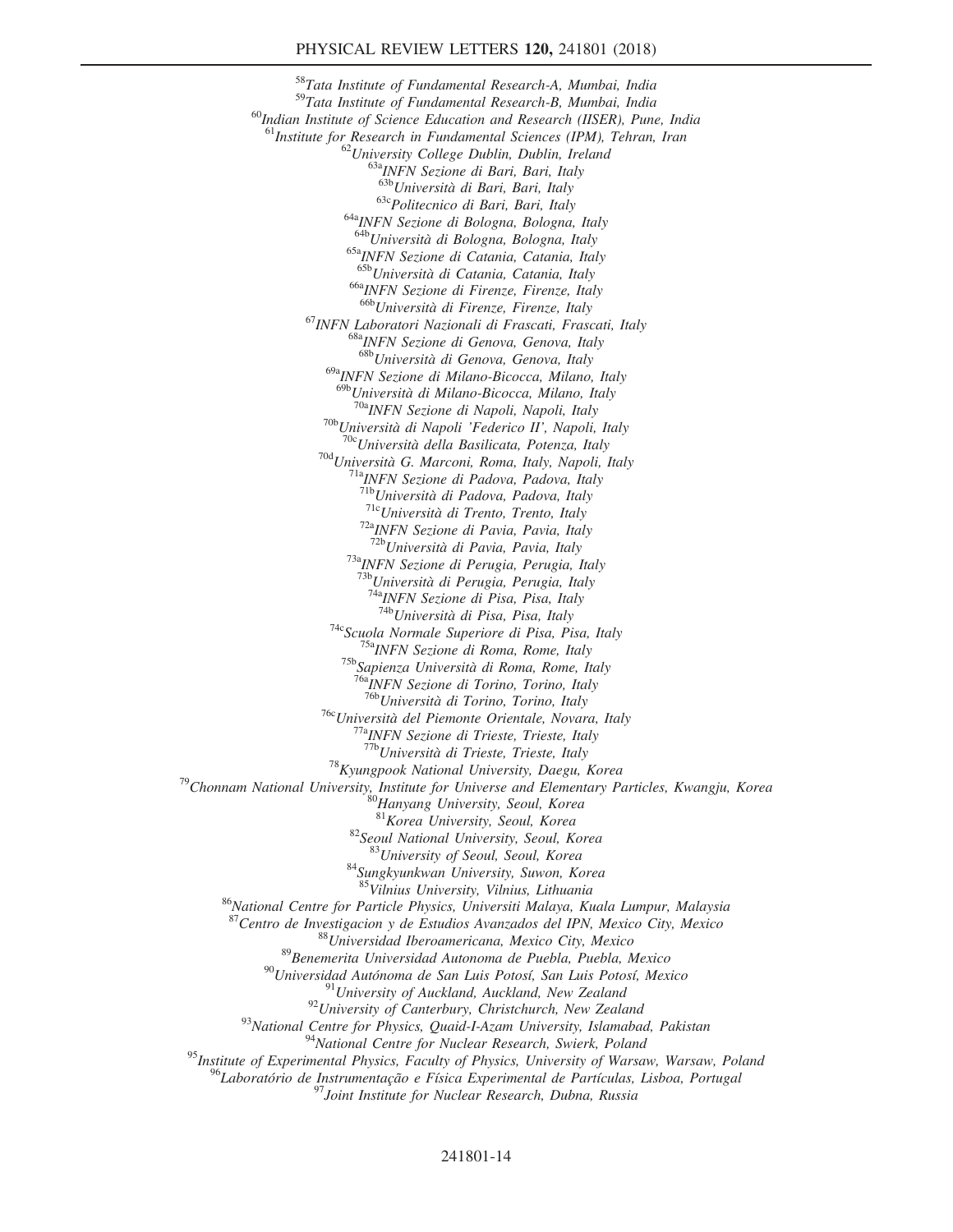[58]Tata Institute of Fundamental Research-A, Mumbai, India

[59]Tata Institute of Fundamental Research-B, Mumbai, India

[60]Indian Institute of Science Education and Research (IISER), Pune, India

[61]Institute for Research in Fundamental Sciences (IPM), Tehran, Iran

[62]University College Dublin, Dublin, Ireland

[63a]INFN Sezione di Bari, Bari, Italy

[63b]Università di Bari, Bari, Italy

[63c]Politecnico di Bari, Bari, Italy

[64a]INFN Sezione di Bologna, Bologna, Italy

[64b]Università di Bologna, Bologna, Italy

[65a]INFN Sezione di Catania, Catania, Italy

[65b]Università di Catania, Catania, Italy

[66a]INFN Sezione di Firenze, Firenze, Italy

[66b]Università di Firenze, Firenze, Italy

[67]INFN Laboratori Nazionali di Frascati, Frascati, Italy

[68a]INFN Sezione di Genova, Genova, Italy

[68b]Università di Genova, Genova, Italy

[69a]INFN Sezione di Milano-Bicocca, Milano, Italy

[69b]Università di Milano-Bicocca, Milano, Italy

[70a]INFN Sezione di Napoli, Napoli, Italy

[70b]Università di Napoli 'Federico II', Napoli, Italy

[70c]Università della Basilicata, Potenza, Italy

[70d]Università G. Marconi, Roma, Italy, Napoli, Italy

[71a]INFN Sezione di Padova, Padova, Italy

[71b]Università di Padova, Padova, Italy

[71c]Università di Trento, Trento, Italy

[72a]INFN Sezione di Pavia, Pavia, Italy

[72b]Università di Pavia, Pavia, Italy

[73a]INFN Sezione di Perugia, Perugia, Italy

[73b]Università di Perugia, Perugia, Italy

[74a]INFN Sezione di Pisa, Pisa, Italy

[74b]Università di Pisa, Pisa, Italy

[74c]Scuola Normale Superiore di Pisa, Pisa, Italy

[75a]INFN Sezione di Roma, Rome, Italy

[75b]Sapienza Università di Roma, Rome, Italy

[76a]INFN Sezione di Torino, Torino, Italy

[76b]Università di Torino, Torino, Italy

[76c]Università del Piemonte Orientale, Novara, Italy

[77a]INFN Sezione di Trieste, Trieste, Italy

[77b]Università di Trieste, Trieste, Italy

[78]Kyungpook National University, Daegu, Korea

[79]Chonnam National University, Institute for Universe and Elementary Particles, Kwangju, Korea

[80]Hanyang University, Seoul, Korea

[81]Korea University, Seoul, Korea

[82]Seoul National University, Seoul, Korea

[83]University of Seoul, Seoul, Korea

[84]Sungkyunkwan University, Suwon, Korea

[85]Vilnius University, Vilnius, Lithuania

[86]National Centre for Particle Physics, Universiti Malaya, Kuala Lumpur, Malaysia

[87]Centro de Investigacion y de Estudios Avanzados del IPN, Mexico City, Mexico

[88]Universidad Iberoamericana, Mexico City, Mexico

[89]Benemerita Universidad Autonoma de Puebla, Puebla, Mexico

[90]Universidad Autónoma de San Luis Potosí, San Luis Potosí, Mexico

[91]University of Auckland, Auckland, New Zealand

[92]University of Canterbury, Christchurch, New Zealand

[93]National Centre for Physics, Quaid-I-Azam University, Islamabad, Pakistan

[94]National Centre for Nuclear Research, Swierk, Poland

[95]Institute of Experimental Physics, Faculty of Physics, University of Warsaw, Warsaw, Poland

[96]Laboratório de Instrumentação e Física Experimental de Partículas, Lisboa, Portugal

[97]Joint Institute for Nuclear Research, Dubna, Russia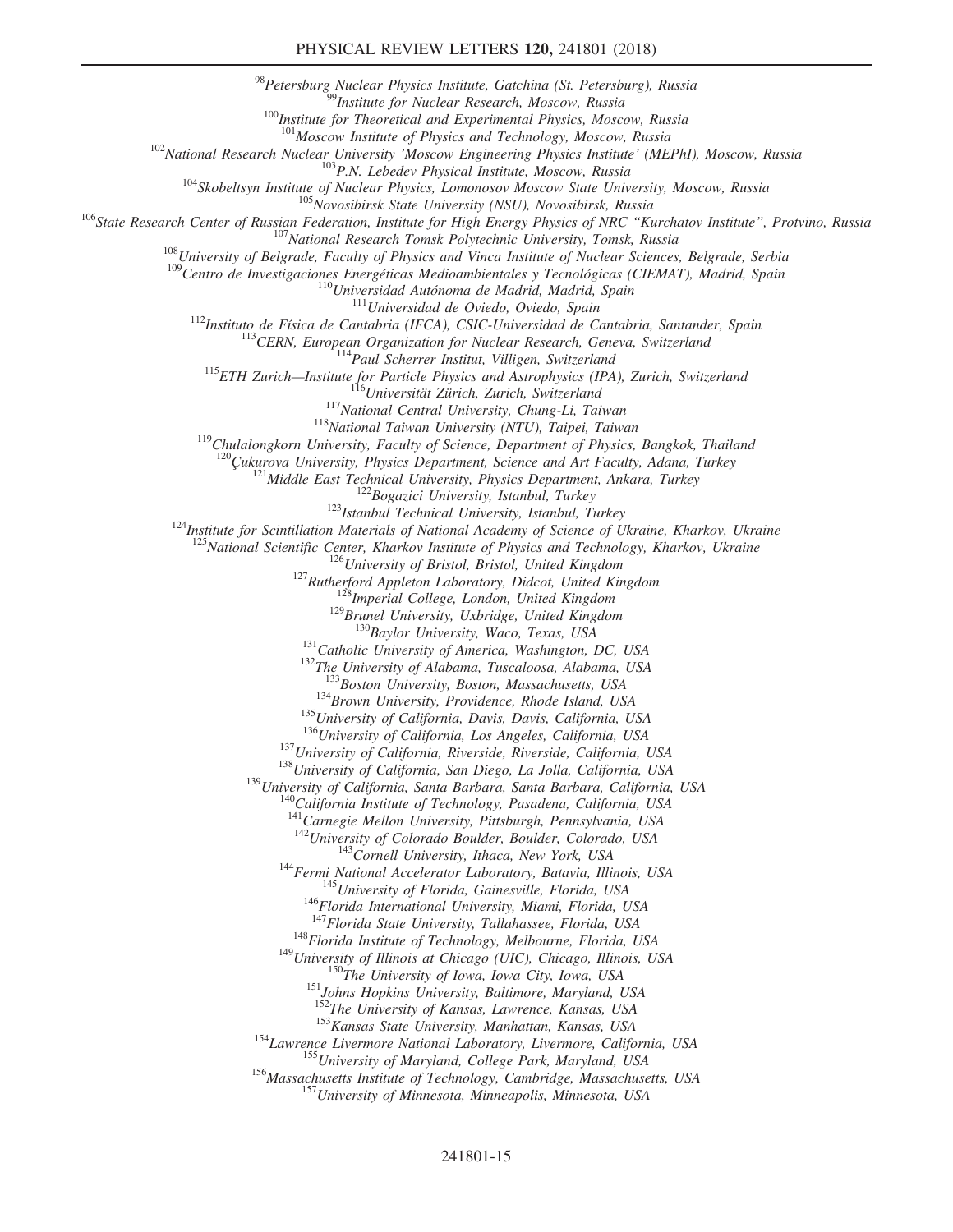[98]Petersburg Nuclear Physics Institute, Gatchina (St. Petersburg), Russia
[99]Institute for Nuclear Research, Moscow, Russia
[100]Institute for Theoretical and Experimental Physics, Moscow, Russia
[101]Moscow Institute of Physics and Technology, Moscow, Russia
[102]National Research Nuclear University 'Moscow Engineering Physics Institute' (MEPhI), Moscow, Russia
[103]P.N. Lebedev Physical Institute, Moscow, Russia
[104]Skobeltsyn Institute of Nuclear Physics, Lomonosov Moscow State University, Moscow, Russia
[105]Novosibirsk State University (NSU), Novosibirsk, Russia
[106]State Research Center of Russian Federation, Institute for High Energy Physics of NRC "Kurchatov Institute", Protvino, Russia
[107]National Research Tomsk Polytechnic University, Tomsk, Russia
[108]University of Belgrade, Faculty of Physics and Vinca Institute of Nuclear Sciences, Belgrade, Serbia
[109]Centro de Investigaciones Energéticas Medioambientales y Tecnológicas (CIEMAT), Madrid, Spain
[110]Universidad Autónoma de Madrid, Madrid, Spain
[111]Universidad de Oviedo, Oviedo, Spain
[112]Instituto de Física de Cantabria (IFCA), CSIC-Universidad de Cantabria, Santander, Spain
[113]CERN, European Organization for Nuclear Research, Geneva, Switzerland
[114]Paul Scherrer Institut, Villigen, Switzerland
[115]ETH Zurich—Institute for Particle Physics and Astrophysics (IPA), Zurich, Switzerland
[116]Universität Zürich, Zurich, Switzerland
[117]National Central University, Chung-Li, Taiwan
[118]National Taiwan University (NTU), Taipei, Taiwan
[119]Chulalongkorn University, Faculty of Science, Department of Physics, Bangkok, Thailand
[120]Çukurova University, Physics Department, Science and Art Faculty, Adana, Turkey
[121]Middle East Technical University, Physics Department, Ankara, Turkey
[122]Bogazici University, Istanbul, Turkey
[123]Istanbul Technical University, Istanbul, Turkey
[124]Institute for Scintillation Materials of National Academy of Science of Ukraine, Kharkov, Ukraine
[125]National Scientific Center, Kharkov Institute of Physics and Technology, Kharkov, Ukraine
[126]University of Bristol, Bristol, United Kingdom
[127]Rutherford Appleton Laboratory, Didcot, United Kingdom
[128]Imperial College, London, United Kingdom
[129]Brunel University, Uxbridge, United Kingdom
[130]Baylor University, Waco, Texas, USA
[131]Catholic University of America, Washington, DC, USA
[132]The University of Alabama, Tuscaloosa, Alabama, USA
[133]Boston University, Boston, Massachusetts, USA
[134]Brown University, Providence, Rhode Island, USA
[135]University of California, Davis, Davis, California, USA
[136]University of California, Los Angeles, California, USA
[137]University of California, Riverside, Riverside, California, USA
[138]University of California, San Diego, La Jolla, California, USA
[139]University of California, Santa Barbara, Santa Barbara, California, USA
[140]California Institute of Technology, Pasadena, California, USA
[141]Carnegie Mellon University, Pittsburgh, Pennsylvania, USA
[142]University of Colorado Boulder, Boulder, Colorado, USA
[143]Cornell University, Ithaca, New York, USA
[144]Fermi National Accelerator Laboratory, Batavia, Illinois, USA
[145]University of Florida, Gainesville, Florida, USA
[146]Florida International University, Miami, Florida, USA
[147]Florida State University, Tallahassee, Florida, USA
[148]Florida Institute of Technology, Melbourne, Florida, USA
[149]University of Illinois at Chicago (UIC), Chicago, Illinois, USA
[150]The University of Iowa, Iowa City, Iowa, USA
[151]Johns Hopkins University, Baltimore, Maryland, USA
[152]The University of Kansas, Lawrence, Kansas, USA
[153]Kansas State University, Manhattan, Kansas, USA
[154]Lawrence Livermore National Laboratory, Livermore, California, USA
[155]University of Maryland, College Park, Maryland, USA
[156]Massachusetts Institute of Technology, Cambridge, Massachusetts, USA
[157]University of Minnesota, Minneapolis, Minnesota, USA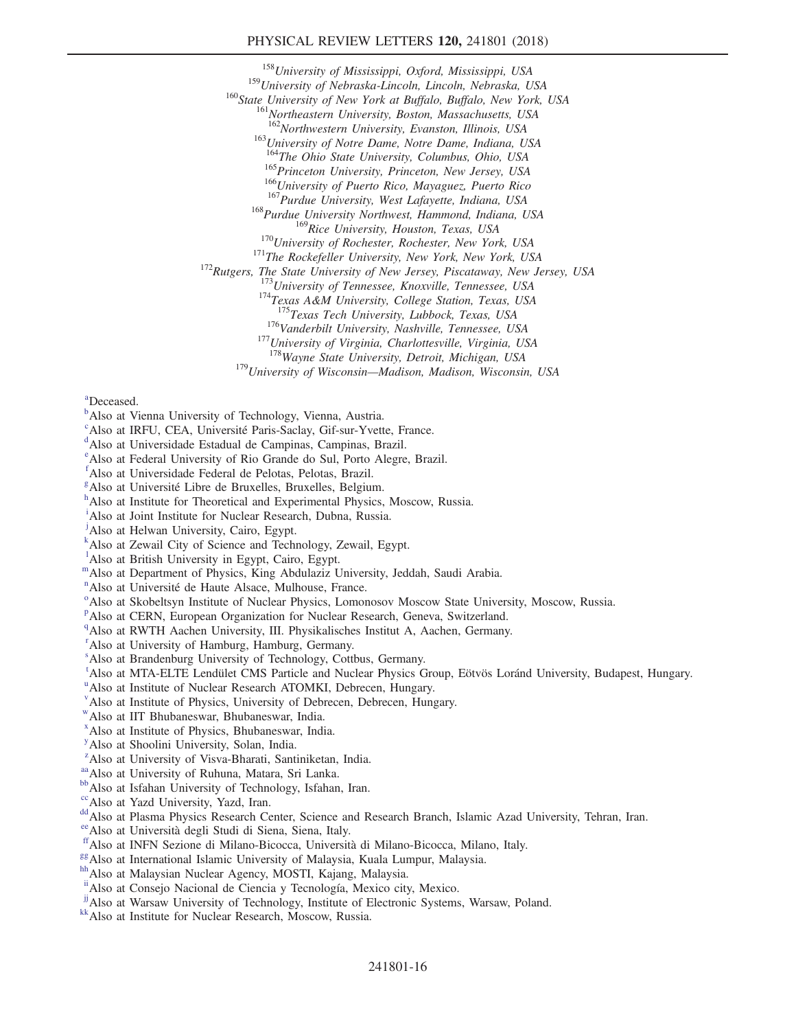[158]University of Mississippi, Oxford, Mississippi, USA
[159]University of Nebraska-Lincoln, Lincoln, Nebraska, USA
[160]State University of New York at Buffalo, Buffalo, New York, USA
[161]Northeastern University, Boston, Massachusetts, USA
[162]Northwestern University, Evanston, Illinois, USA
[163]University of Notre Dame, Notre Dame, Indiana, USA
[164]The Ohio State University, Columbus, Ohio, USA
[165]Princeton University, Princeton, New Jersey, USA
[166]University of Puerto Rico, Mayaguez, Puerto Rico
[167]Purdue University, West Lafayette, Indiana, USA
[168]Purdue University Northwest, Hammond, Indiana, USA
[169]Rice University, Houston, Texas, USA
[170]University of Rochester, Rochester, New York, USA
[171]The Rockefeller University, New York, New York, USA
[172]Rutgers, The State University of New Jersey, Piscataway, New Jersey, USA
[173]University of Tennessee, Knoxville, Tennessee, USA
[174]Texas A&M University, College Station, Texas, USA
[175]Texas Tech University, Lubbock, Texas, USA
[176]Vanderbilt University, Nashville, Tennessee, USA
[177]University of Virginia, Charlottesville, Virginia, USA
[178]Wayne State University, Detroit, Michigan, USA
[179]University of Wisconsin—Madison, Madison, Wisconsin, USA

[a]Deceased.
[b]Also at Vienna University of Technology, Vienna, Austria.
[c]Also at IRFU, CEA, Université Paris-Saclay, Gif-sur-Yvette, France.
[d]Also at Universidade Estadual de Campinas, Campinas, Brazil.
[e]Also at Federal University of Rio Grande do Sul, Porto Alegre, Brazil.
[f]Also at Universidade Federal de Pelotas, Pelotas, Brazil.
[g]Also at Université Libre de Bruxelles, Bruxelles, Belgium.
[h]Also at Institute for Theoretical and Experimental Physics, Moscow, Russia.
[i]Also at Joint Institute for Nuclear Research, Dubna, Russia.
[j]Also at Helwan University, Cairo, Egypt.
[k]Also at Zewail City of Science and Technology, Zewail, Egypt.
[l]Also at British University in Egypt, Cairo, Egypt.
[m]Also at Department of Physics, King Abdulaziz University, Jeddah, Saudi Arabia.
[n]Also at Université de Haute Alsace, Mulhouse, France.
[o]Also at Skobeltsyn Institute of Nuclear Physics, Lomonosov Moscow State University, Moscow, Russia.
[p]Also at CERN, European Organization for Nuclear Research, Geneva, Switzerland.
[q]Also at RWTH Aachen University, III. Physikalisches Institut A, Aachen, Germany.
[r]Also at University of Hamburg, Hamburg, Germany.
[s]Also at Brandenburg University of Technology, Cottbus, Germany.
[t]Also at MTA-ELTE Lendület CMS Particle and Nuclear Physics Group, Eötvös Loránd University, Budapest, Hungary.
[u]Also at Institute of Nuclear Research ATOMKI, Debrecen, Hungary.
[v]Also at Institute of Physics, University of Debrecen, Debrecen, Hungary.
[w]Also at IIT Bhubaneswar, Bhubaneswar, India.
[x]Also at Institute of Physics, Bhubaneswar, India.
[y]Also at Shoolini University, Solan, India.
[z]Also at University of Visva-Bharati, Santiniketan, India.
[aa]Also at University of Ruhuna, Matara, Sri Lanka.
[bb]Also at Isfahan University of Technology, Isfahan, Iran.
[cc]Also at Yazd University, Yazd, Iran.
[dd]Also at Plasma Physics Research Center, Science and Research Branch, Islamic Azad University, Tehran, Iran.
[ee]Also at Università degli Studi di Siena, Siena, Italy.
[ff]Also at INFN Sezione di Milano-Bicocca, Università di Milano-Bicocca, Milano, Italy.
[gg]Also at International Islamic University of Malaysia, Kuala Lumpur, Malaysia.
[hh]Also at Malaysian Nuclear Agency, MOSTI, Kajang, Malaysia.
[ii]Also at Consejo Nacional de Ciencia y Tecnología, Mexico city, Mexico.
[jj]Also at Warsaw University of Technology, Institute of Electronic Systems, Warsaw, Poland.
[kk]Also at Institute for Nuclear Research, Moscow, Russia.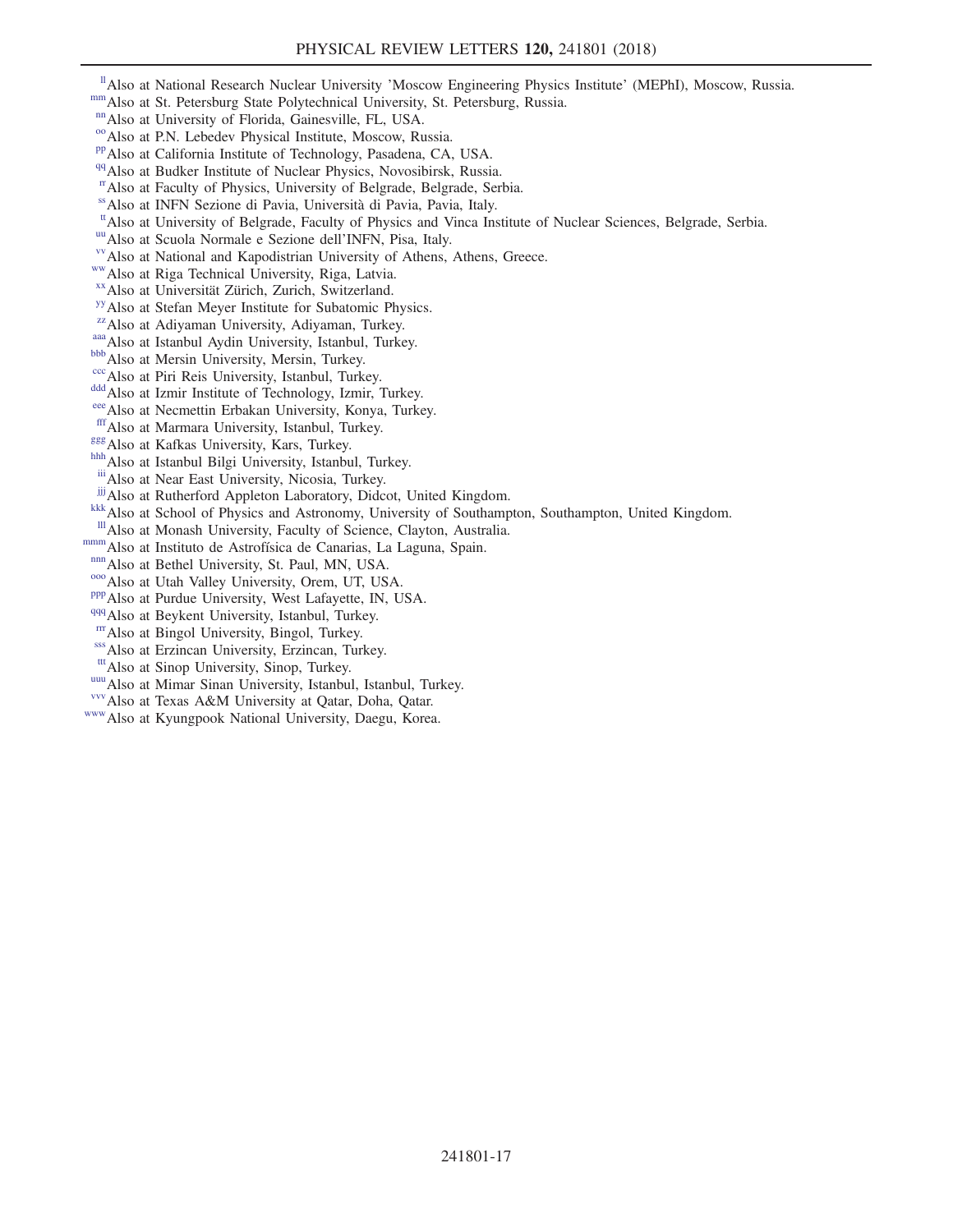[ll]Also at National Research Nuclear University 'Moscow Engineering Physics Institute' (MEPhI), Moscow, Russia.  
[mm]Also at St. Petersburg State Polytechnical University, St. Petersburg, Russia.  
[nn]Also at University of Florida, Gainesville, FL, USA.  
[oo]Also at P.N. Lebedev Physical Institute, Moscow, Russia.  
[pp]Also at California Institute of Technology, Pasadena, CA, USA.  
[qq]Also at Budker Institute of Nuclear Physics, Novosibirsk, Russia.  
[rr]Also at Faculty of Physics, University of Belgrade, Belgrade, Serbia.  
[ss]Also at INFN Sezione di Pavia, Università di Pavia, Pavia, Italy.  
[tt]Also at University of Belgrade, Faculty of Physics and Vinca Institute of Nuclear Sciences, Belgrade, Serbia.  
[uu]Also at Scuola Normale e Sezione dell'INFN, Pisa, Italy.  
[vv]Also at National and Kapodistrian University of Athens, Athens, Greece.  
[ww]Also at Riga Technical University, Riga, Latvia.  
[xx]Also at Universität Zürich, Zurich, Switzerland.  
[yy]Also at Stefan Meyer Institute for Subatomic Physics.  
[zz]Also at Adiyaman University, Adiyaman, Turkey.  
[aaa]Also at Istanbul Aydin University, Istanbul, Turkey.  
[bbb]Also at Mersin University, Mersin, Turkey.  
[ccc]Also at Piri Reis University, Istanbul, Turkey.  
[ddd]Also at Izmir Institute of Technology, Izmir, Turkey.  
[eee]Also at Necmettin Erbakan University, Konya, Turkey.  
[fff]Also at Marmara University, Istanbul, Turkey.  
[ggg]Also at Kafkas University, Kars, Turkey.  
[hhh]Also at Istanbul Bilgi University, Istanbul, Turkey.  
[iii]Also at Near East University, Nicosia, Turkey.  
[jjj]Also at Rutherford Appleton Laboratory, Didcot, United Kingdom.  
[kkk]Also at School of Physics and Astronomy, University of Southampton, Southampton, United Kingdom.  
[lll]Also at Monash University, Faculty of Science, Clayton, Australia.  
[mmm]Also at Instituto de Astrofísica de Canarias, La Laguna, Spain.  
[nnn]Also at Bethel University, St. Paul, MN, USA.  
[ooo]Also at Utah Valley University, Orem, UT, USA.  
[ppp]Also at Purdue University, West Lafayette, IN, USA.  
[qqq]Also at Beykent University, Istanbul, Turkey.  
[rrr]Also at Bingol University, Bingol, Turkey.  
[sss]Also at Erzincan University, Erzincan, Turkey.  
[ttt]Also at Sinop University, Sinop, Turkey.  
[uuu]Also at Mimar Sinan University, Istanbul, Istanbul, Turkey.  
[vvv]Also at Texas A&M University at Qatar, Doha, Qatar.  
[www]Also at Kyungpook National University, Daegu, Korea.